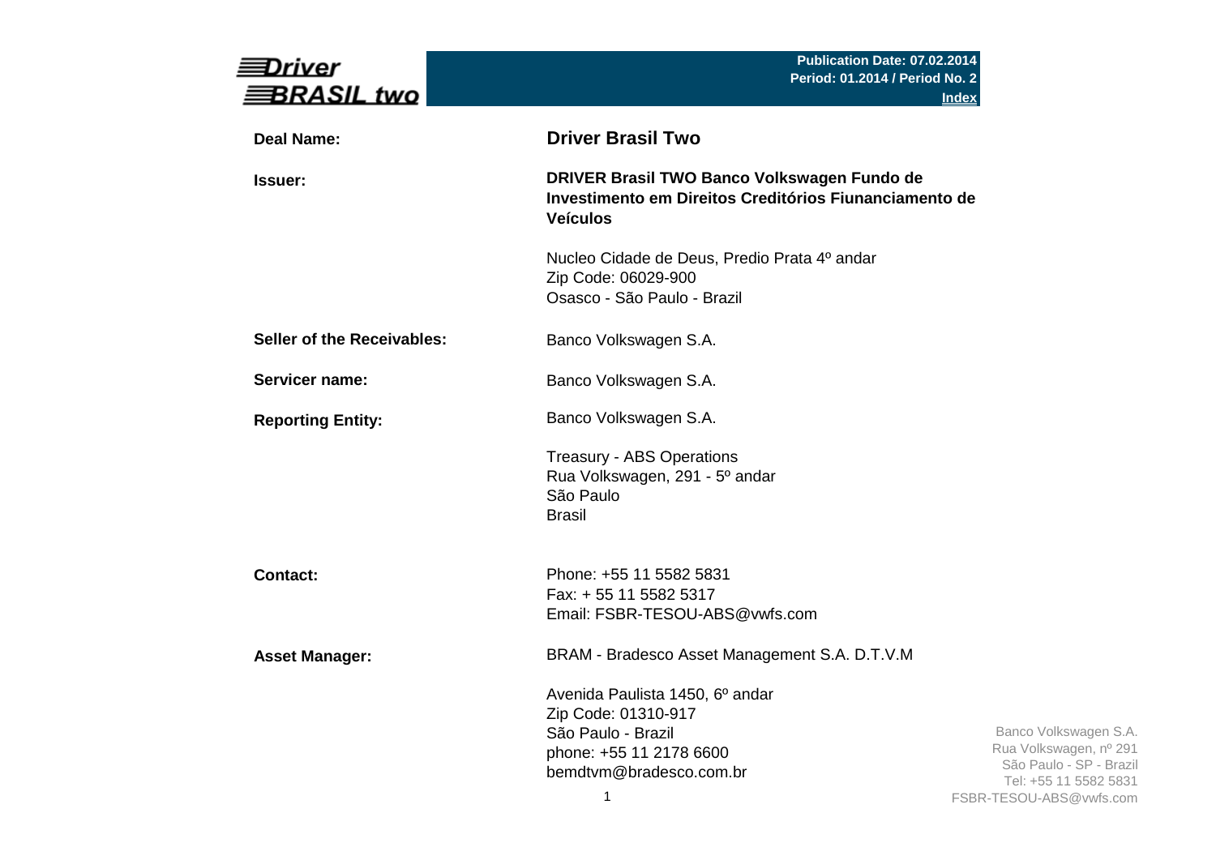**Driver BRASIL two**

**Publication Date: 07.02.2014**
**Period: 01.2014 / Period No. 2**
**Index**

| | |
|---|---|
| **Deal Name:** | **Driver Brasil Two** |
| **Issuer:** | **DRIVER Brasil TWO Banco Volkswagen Fundo de Investimento em Direitos Creditórios Fiunanciamento de Veículos**<br><br>Nucleo Cidade de Deus, Predio Prata 4º andar<br>Zip Code: 06029-900<br>Osasco - São Paulo - Brazil |
| **Seller of the Receivables:** | Banco Volkswagen S.A. |
| **Servicer name:** | Banco Volkswagen S.A. |
| **Reporting Entity:** | Banco Volkswagen S.A.<br><br>Treasury - ABS Operations<br>Rua Volkswagen, 291 - 5º andar<br>São Paulo<br>Brasil |
| **Contact:** | Phone: +55 11 5582 5831<br>Fax: + 55 11 5582 5317<br>Email: FSBR-TESOU-ABS@vwfs.com |
| **Asset Manager:** | BRAM - Bradesco Asset Management S.A. D.T.V.M<br><br>Avenida Paulista 1450, 6º andar<br>Zip Code: 01310-917<br>São Paulo - Brazil<br>phone: +55 11 2178 6600<br>bemdtvm@bradesco.com.br |

Banco Volkswagen S.A.
Rua Volkswagen, nº 291
São Paulo - SP - Brazil
Tel: +55 11 5582 5831
FSBR-TESOU-ABS@vwfs.com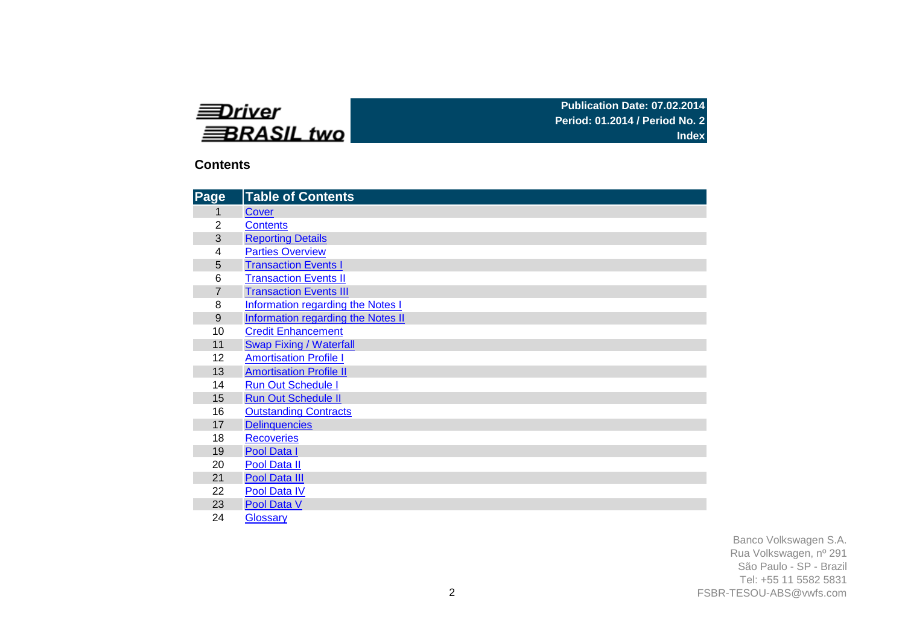Driver BRASIL two

**Publication Date: 07.02.2014**
**Period: 01.2014 / Period No. 2**
**Index**

## Contents

| Page | Table of Contents |
|---|---|
| 1 | Cover |
| 2 | Contents |
| 3 | Reporting Details |
| 4 | Parties Overview |
| 5 | Transaction Events I |
| 6 | Transaction Events II |
| 7 | Transaction Events III |
| 8 | Information regarding the Notes I |
| 9 | Information regarding the Notes II |
| 10 | Credit Enhancement |
| 11 | Swap Fixing / Waterfall |
| 12 | Amortisation Profile I |
| 13 | Amortisation Profile II |
| 14 | Run Out Schedule I |
| 15 | Run Out Schedule II |
| 16 | Outstanding Contracts |
| 17 | Delinquencies |
| 18 | Recoveries |
| 19 | Pool Data I |
| 20 | Pool Data II |
| 21 | Pool Data III |
| 22 | Pool Data IV |
| 23 | Pool Data V |
| 24 | Glossary |

Banco Volkswagen S.A.
Rua Volkswagen, nº 291
São Paulo - SP - Brazil
Tel: +55 11 5582 5831
FSBR-TESOU-ABS@vwfs.com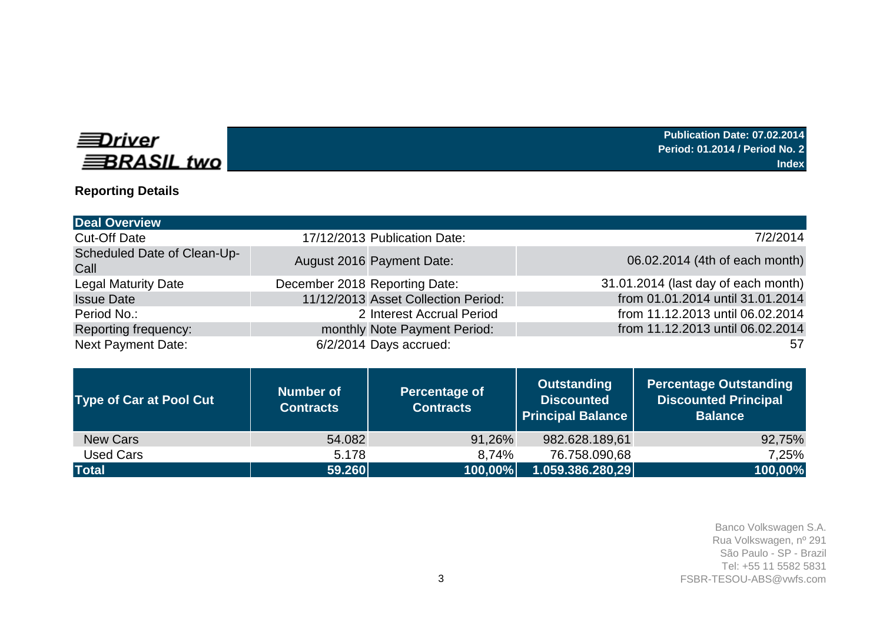**Driver BRASIL two**

**Publication Date: 07.02.2014**
**Period: 01.2014 / Period No. 2**
**Index**

## Reporting Details

| Deal Overview | | | |
|---|---|---|---|
| Cut-Off Date | 17/12/2013 | Publication Date: | 7/2/2014 |
| Scheduled Date of Clean-Up-Call | August 2016 | Payment Date: | 06.02.2014 (4th of each month) |
| Legal Maturity Date | December 2018 | Reporting Date: | 31.01.2014 (last day of each month) |
| Issue Date | 11/12/2013 | Asset Collection Period: | from 01.01.2014 until 31.01.2014 |
| Period No.: | 2 | Interest Accrual Period | from 11.12.2013 until 06.02.2014 |
| Reporting frequency: | monthly | Note Payment Period: | from 11.12.2013 until 06.02.2014 |
| Next Payment Date: | 6/2/2014 | Days accrued: | 57 |

| Type of Car at Pool Cut | Number of Contracts | Percentage of Contracts | Outstanding Discounted Principal Balance | Percentage Outstanding Discounted Principal Balance |
|---|---|---|---|---|
| New Cars | 54.082 | 91,26% | 982.628.189,61 | 92,75% |
| Used Cars | 5.178 | 8,74% | 76.758.090,68 | 7,25% |
| **Total** | **59.260** | **100,00%** | **1.059.386.280,29** | **100,00%** |

Banco Volkswagen S.A.
Rua Volkswagen, nº 291
São Paulo - SP - Brazil
Tel: +55 11 5582 5831
FSBR-TESOU-ABS@vwfs.com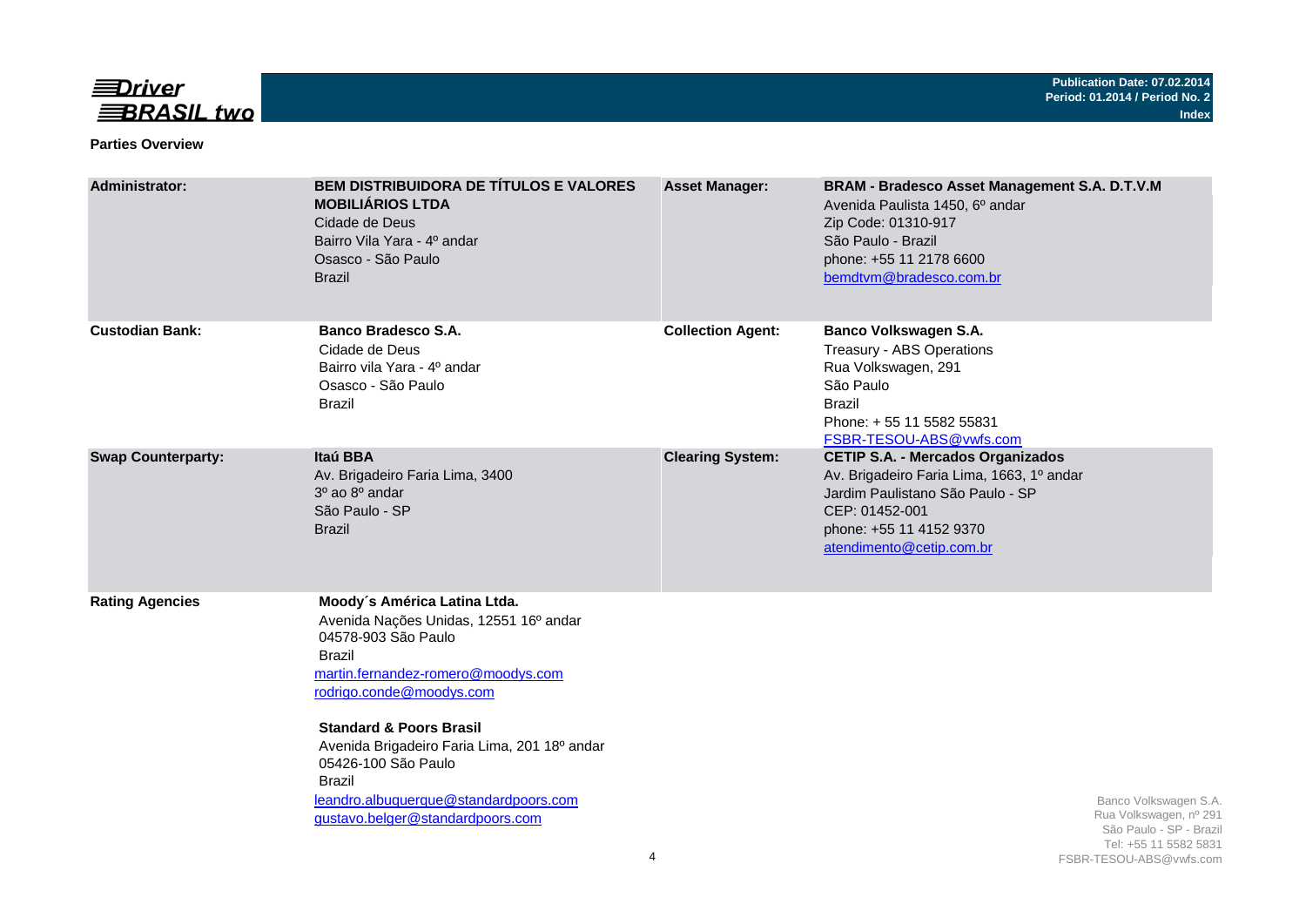## Parties Overview

| | | | |
|---|---|---|---|
| **Administrator:** | **BEM DISTRIBUIDORA DE TÍTULOS E VALORES MOBILIÁRIOS LTDA**<br>Cidade de Deus<br>Bairro Vila Yara - 4º andar<br>Osasco - São Paulo<br>Brazil | **Asset Manager:** | **BRAM - Bradesco Asset Management S.A. D.T.V.M**<br>Avenida Paulista 1450, 6º andar<br>Zip Code: 01310-917<br>São Paulo - Brazil<br>phone: +55 11 2178 6600<br>bemdtvm@bradesco.com.br |
| **Custodian Bank:** | **Banco Bradesco S.A.**<br>Cidade de Deus<br>Bairro vila Yara - 4º andar<br>Osasco - São Paulo<br>Brazil | **Collection Agent:** | **Banco Volkswagen S.A.**<br>Treasury - ABS Operations<br>Rua Volkswagen, 291<br>São Paulo<br>Brazil<br>Phone: + 55 11 5582 55831<br>FSBR-TESOU-ABS@vwfs.com |
| **Swap Counterparty:** | **Itaú BBA**<br>Av. Brigadeiro Faria Lima, 3400<br>3º ao 8º andar<br>São Paulo - SP<br>Brazil | **Clearing System:** | **CETIP S.A. - Mercados Organizados**<br>Av. Brigadeiro Faria Lima, 1663, 1º andar<br>Jardim Paulistano São Paulo - SP<br>CEP: 01452-001<br>phone: +55 11 4152 9370<br>atendimento@cetip.com.br |
| **Rating Agencies** | **Moody´s América Latina Ltda.**<br>Avenida Nações Unidas, 12551 16º andar<br>04578-903 São Paulo<br>Brazil<br>martin.fernandez-romero@moodys.com<br>rodrigo.conde@moodys.com<br><br>**Standard & Poors Brasil**<br>Avenida Brigadeiro Faria Lima, 201 18º andar<br>05426-100 São Paulo<br>Brazil<br>leandro.albuquerque@standardpoors.com<br>gustavo.belger@standardpoors.com | | |

Banco Volkswagen S.A.
Rua Volkswagen, nº 291
São Paulo - SP - Brazil
Tel: +55 11 5582 5831
FSBR-TESOU-ABS@vwfs.com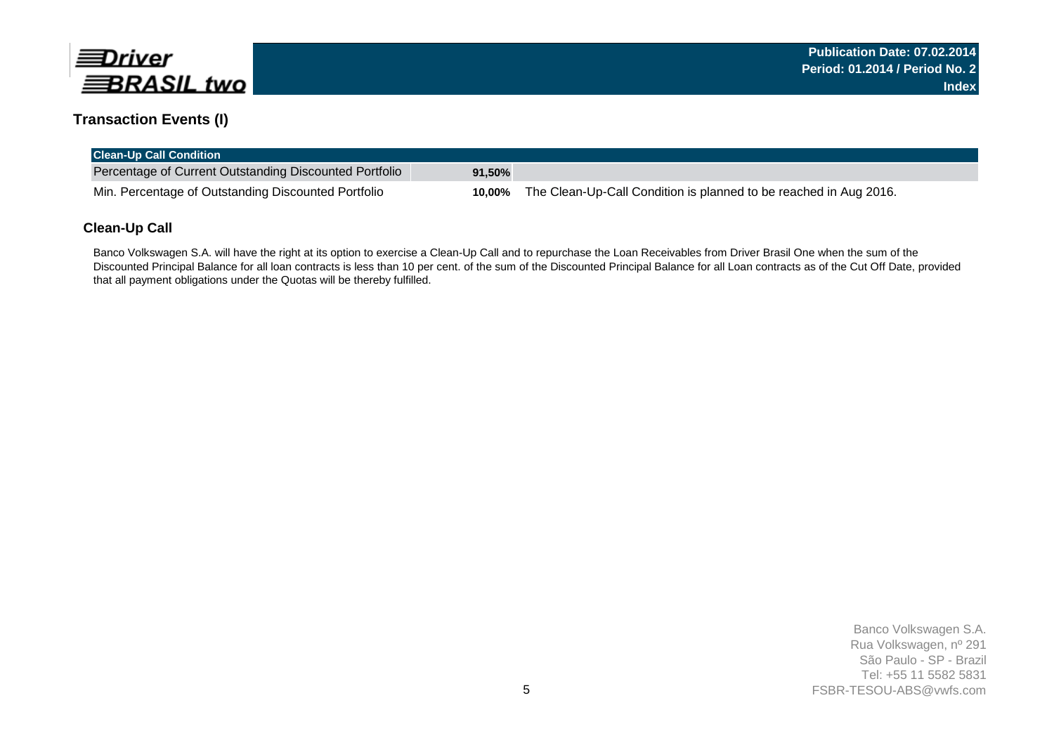## Transaction Events (I)

| Clean-Up Call Condition | | |
|---|---|---|
| Percentage of Current Outstanding Discounted Portfolio | 91,50% | |
| Min. Percentage of Outstanding Discounted Portfolio | 10,00% | The Clean-Up-Call Condition is planned to be reached in Aug 2016. |

### Clean-Up Call

Banco Volkswagen S.A. will have the right at its option to exercise a Clean-Up Call and to repurchase the Loan Receivables from Driver Brasil One when the sum of the Discounted Principal Balance for all loan contracts is less than 10 per cent. of the sum of the Discounted Principal Balance for all Loan contracts as of the Cut Off Date, provided that all payment obligations under the Quotas will be thereby fulfilled.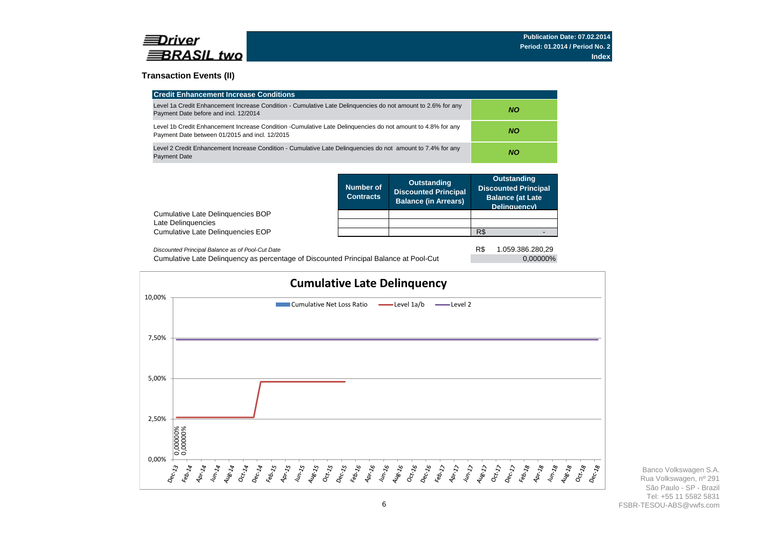**Driver BRASIL two**

**Publication Date: 07.02.2014**
**Period: 01.2014 / Period No. 2**
**Index**

## Transaction Events (II)

| Credit Enhancement Increase Conditions | |
|---|---|
| Level 1a Credit Enhancement Increase Condition - Cumulative Late Delinquencies do not amount to 2.6% for any Payment Date before and incl. 12/2014 | ***NO*** |
| Level 1b Credit Enhancement Increase Condition -Cumulative Late Delinquencies do not amount to 4.8% for any Payment Date between 01/2015 and incl. 12/2015 | ***NO*** |
| Level 2 Credit Enhancement Increase Condition - Cumulative Late Delinquencies do not amount to 7.4% for any Payment Date | ***NO*** |

| | Number of Contracts | Outstanding Discounted Principal Balance (in Arrears) | Outstanding Discounted Principal Balance (at Late Delinquency) |
|---|---|---|---|
| Cumulative Late Delinquencies BOP | | | |
| Late Delinquencies | | | |
| Cumulative Late Delinquencies EOP | | | R$ - |

| | |
|---|---|
| *Discounted Principal Balance as of Pool-Cut Date* | R$ 1.059.386.280,29 |
| Cumulative Late Delinquency as percentage of Discounted Principal Balance at Pool-Cut | 0,00000% |

**Cumulative Late Delinquency**

Legend: Cumulative Net Loss Ratio; Level 1a/b; Level 2

Y-axis: 0,00%; 2,50%; 5,00%; 7,50%; 10,00%

Data labels: 0,00000%; 0,00000%

X-axis: Dec-13, Feb-14, Apr-14, Jun-14, Aug-14, Oct-14, Dec-14, Feb-15, Apr-15, Jun-15, Aug-15, Oct-15, Dec-15, Feb-16, Apr-16, Jun-16, Aug-16, Oct-16, Dec-16, Feb-17, Apr-17, Jun-17, Aug-17, Oct-17, Dec-17, Feb-18, Apr-18, Jun-18, Aug-18, Oct-18, Dec-18

Banco Volkswagen S.A.
Rua Volkswagen, nº 291
São Paulo - SP - Brazil
Tel: +55 11 5582 5831
FSBR-TESOU-ABS@vwfs.com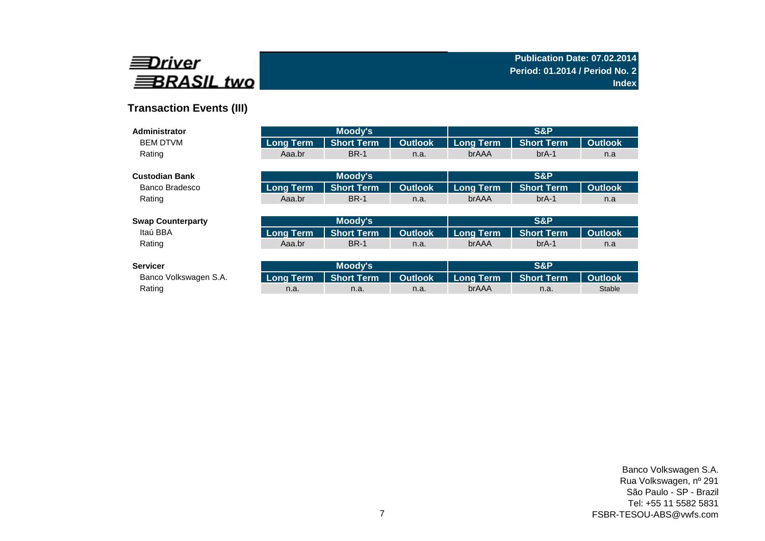**Driver BRASIL two**

**Publication Date: 07.02.2014**
**Period: 01.2014 / Period No. 2**
**Index**

## Transaction Events (III)

| **Administrator** | Moody's | | | S&P | | |
|---|---|---|---|---|---|---|
| BEM DTVM | Long Term | Short Term | Outlook | Long Term | Short Term | Outlook |
| Rating | Aaa.br | BR-1 | n.a. | brAAA | brA-1 | n.a |

| **Custodian Bank** | Moody's | | | S&P | | |
|---|---|---|---|---|---|---|
| Banco Bradesco | Long Term | Short Term | Outlook | Long Term | Short Term | Outlook |
| Rating | Aaa.br | BR-1 | n.a. | brAAA | brA-1 | n.a |

| **Swap Counterparty** | Moody's | | | S&P | | |
|---|---|---|---|---|---|---|
| Itaú BBA | Long Term | Short Term | Outlook | Long Term | Short Term | Outlook |
| Rating | Aaa.br | BR-1 | n.a. | brAAA | brA-1 | n.a |

| **Servicer** | Moody's | | | S&P | | |
|---|---|---|---|---|---|---|
| Banco Volkswagen S.A. | Long Term | Short Term | Outlook | Long Term | Short Term | Outlook |
| Rating | n.a. | n.a. | n.a. | brAAA | n.a. | Stable |

Banco Volkswagen S.A.
Rua Volkswagen, nº 291
São Paulo - SP - Brazil
Tel: +55 11 5582 5831
FSBR-TESOU-ABS@vwfs.com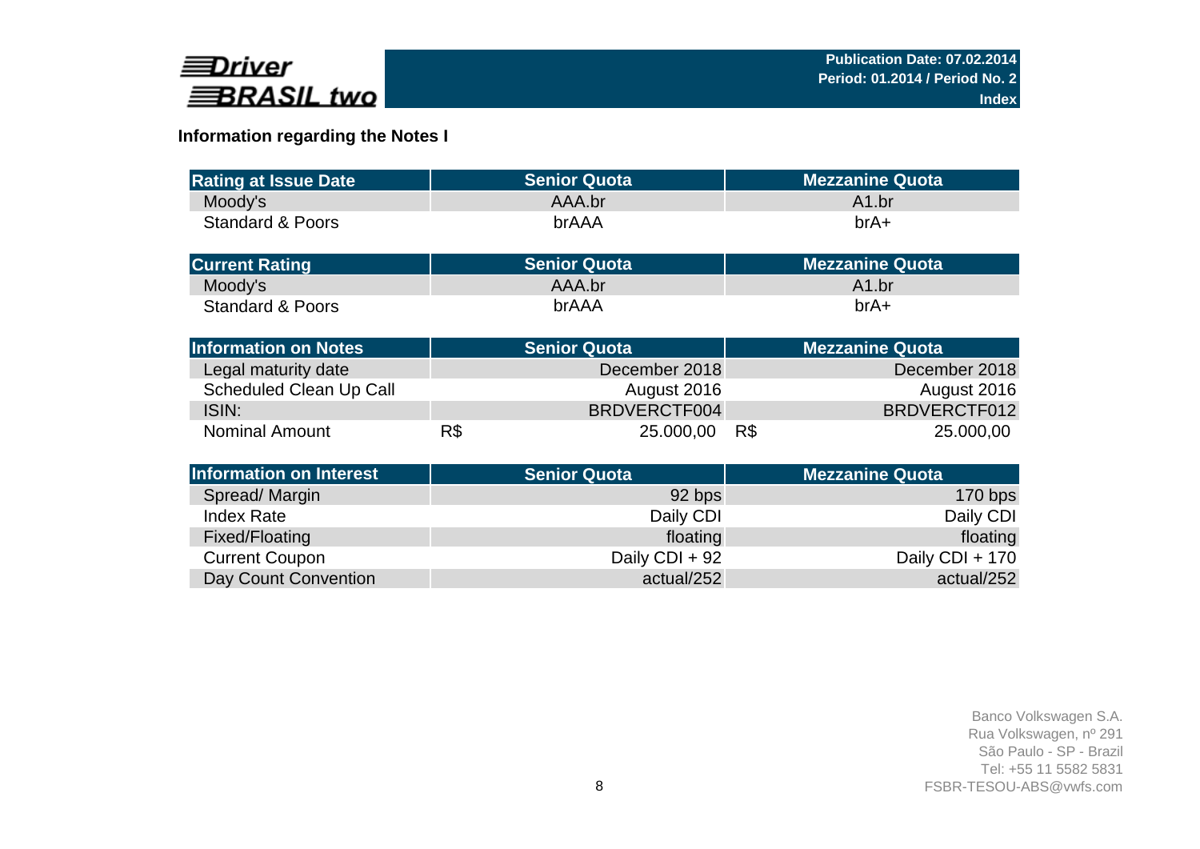Publication Date: 07.02.2014
Period: 01.2014 / Period No. 2
Index

## Information regarding the Notes I

| Rating at Issue Date | Senior Quota | Mezzanine Quota |
|---|---|---|
| Moody's | AAA.br | A1.br |
| Standard & Poors | brAAA | brA+ |

| Current Rating | Senior Quota | Mezzanine Quota |
|---|---|---|
| Moody's | AAA.br | A1.br |
| Standard & Poors | brAAA | brA+ |

| Information on Notes | Senior Quota | Mezzanine Quota |
|---|---|---|
| Legal maturity date | December 2018 | December 2018 |
| Scheduled Clean Up Call | August 2016 | August 2016 |
| ISIN: | BRDVERCTF004 | BRDVERCTF012 |
| Nominal Amount | R$ 25.000,00 | R$ 25.000,00 |

| Information on Interest | Senior Quota | Mezzanine Quota |
|---|---|---|
| Spread/ Margin | 92 bps | 170 bps |
| Index Rate | Daily CDI | Daily CDI |
| Fixed/Floating | floating | floating |
| Current Coupon | Daily CDI + 92 | Daily CDI + 170 |
| Day Count Convention | actual/252 | actual/252 |

Banco Volkswagen S.A.
Rua Volkswagen, nº 291
São Paulo - SP - Brazil
Tel: +55 11 5582 5831
FSBR-TESOU-ABS@vwfs.com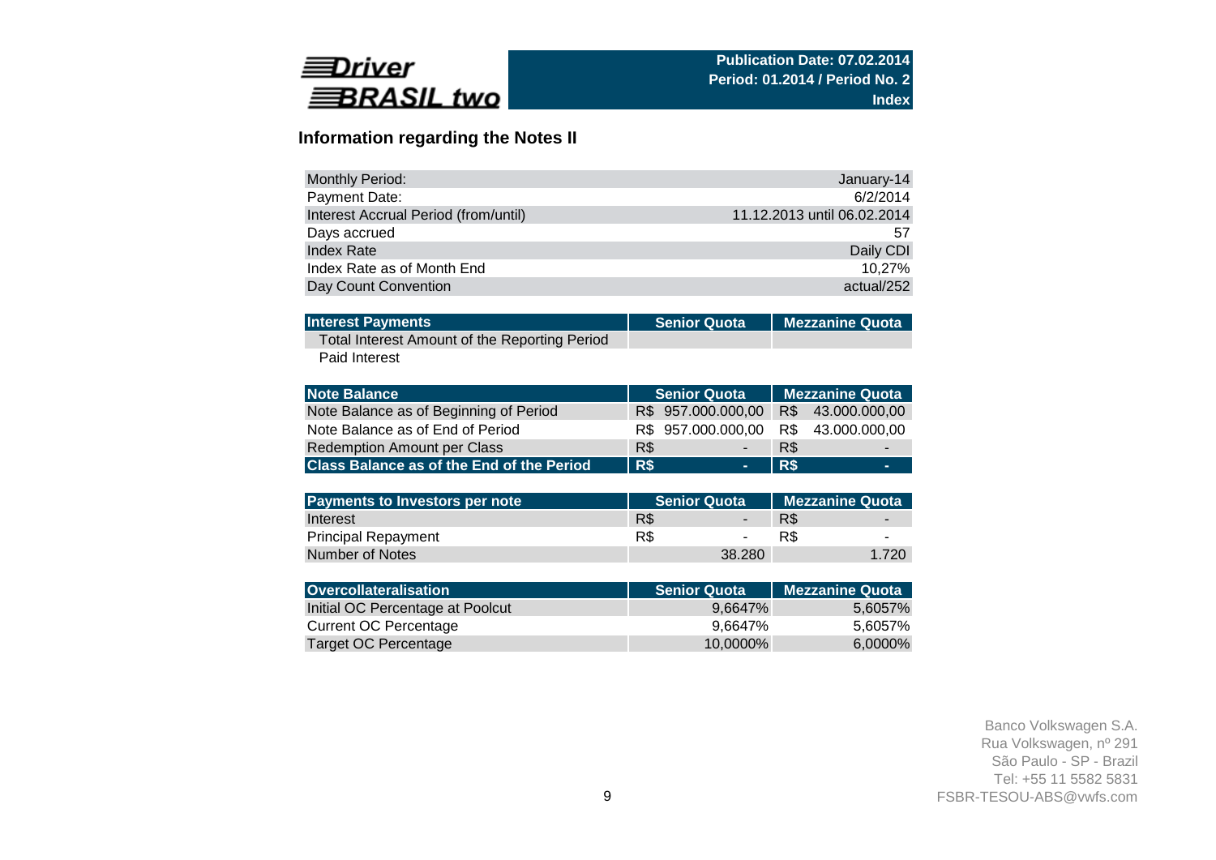Driver BRASIL two

**Publication Date: 07.02.2014**
**Period: 01.2014 / Period No. 2**
**Index**

## Information regarding the Notes II

| | |
|---|---|
| Monthly Period: | January-14 |
| Payment Date: | 6/2/2014 |
| Interest Accrual Period (from/until) | 11.12.2013 until 06.02.2014 |
| Days accrued | 57 |
| Index Rate | Daily CDI |
| Index Rate as of Month End | 10,27% |
| Day Count Convention | actual/252 |

| Interest Payments | Senior Quota | Mezzanine Quota |
|---|---|---|
| Total Interest Amount of the Reporting Period | | |
| Paid Interest | | |

| Note Balance | Senior Quota | Mezzanine Quota |
|---|---|---|
| Note Balance as of Beginning of Period | R$ 957.000.000,00 | R$ 43.000.000,00 |
| Note Balance as of End of Period | R$ 957.000.000,00 | R$ 43.000.000,00 |
| Redemption Amount per Class | R$ - | R$ - |
| **Class Balance as of the End of the Period** | **R$ -** | **R$ -** |

| Payments to Investors per note | Senior Quota | Mezzanine Quota |
|---|---|---|
| Interest | R$ - | R$ - |
| Principal Repayment | R$ - | R$ - |
| Number of Notes | 38.280 | 1.720 |

| Overcollateralisation | Senior Quota | Mezzanine Quota |
|---|---|---|
| Initial OC Percentage at Poolcut | 9,6647% | 5,6057% |
| Current OC Percentage | 9,6647% | 5,6057% |
| Target OC Percentage | 10,0000% | 6,0000% |

Banco Volkswagen S.A.
Rua Volkswagen, nº 291
São Paulo - SP - Brazil
Tel: +55 11 5582 5831
FSBR-TESOU-ABS@vwfs.com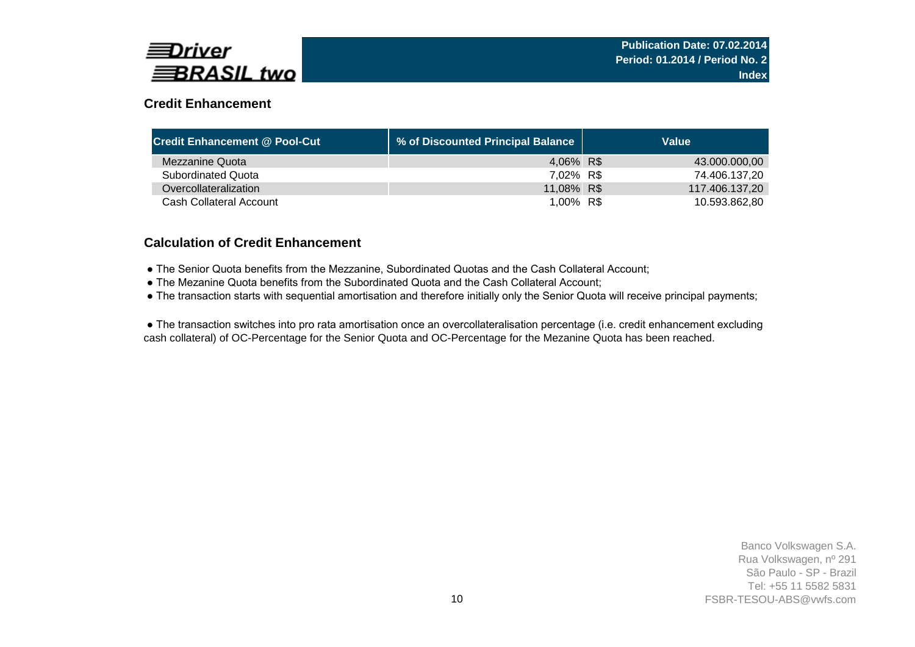## Credit Enhancement

| Credit Enhancement @ Pool-Cut | % of Discounted Principal Balance | Value | |
|---|---|---|---|
| Mezzanine Quota | 4,06% | R$ | 43.000.000,00 |
| Subordinated Quota | 7,02% | R$ | 74.406.137,20 |
| Overcollateralization | 11,08% | R$ | 117.406.137,20 |
| Cash Collateral Account | 1,00% | R$ | 10.593.862,80 |

## Calculation of Credit Enhancement

- The Senior Quota benefits from the Mezzanine, Subordinated Quotas and the Cash Collateral Account;
- The Mezanine Quota benefits from the Subordinated Quota and the Cash Collateral Account;
- The transaction starts with sequential amortisation and therefore initially only the Senior Quota will receive principal payments;

- The transaction switches into pro rata amortisation once an overcollateralisation percentage (i.e. credit enhancement excluding cash collateral) of OC-Percentage for the Senior Quota and OC-Percentage for the Mezanine Quota has been reached.

Banco Volkswagen S.A.
Rua Volkswagen, nº 291
São Paulo - SP - Brazil
Tel: +55 11 5582 5831
FSBR-TESOU-ABS@vwfs.com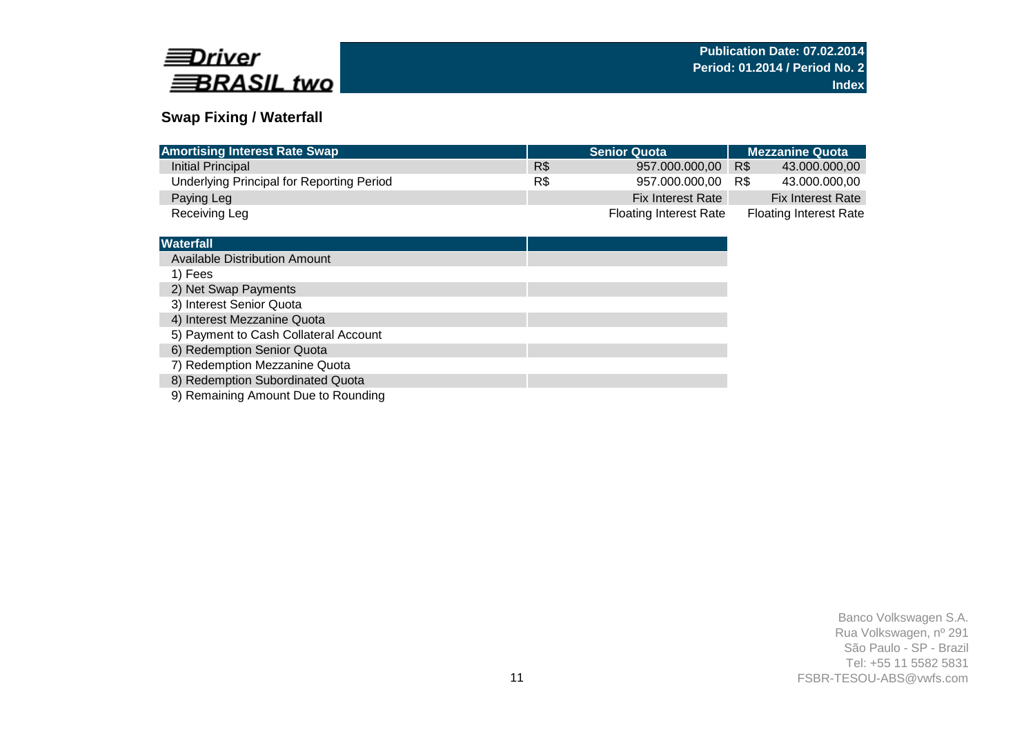## Swap Fixing / Waterfall

| Amortising Interest Rate Swap | Senior Quota | | Mezzanine Quota | |
|---|---|---|---|---|
| Initial Principal | R$ | 957.000.000,00 | R$ | 43.000.000,00 |
| Underlying Principal for Reporting Period | R$ | 957.000.000,00 | R$ | 43.000.000,00 |
| Paying Leg | | Fix Interest Rate | | Fix Interest Rate |
| Receiving Leg | | Floating Interest Rate | | Floating Interest Rate |

| Waterfall | |
|---|---|
| Available Distribution Amount | |
| 1) Fees | |
| 2) Net Swap Payments | |
| 3) Interest Senior Quota | |
| 4) Interest Mezzanine Quota | |
| 5) Payment to Cash Collateral Account | |
| 6) Redemption Senior Quota | |
| 7) Redemption Mezzanine Quota | |
| 8) Redemption Subordinated Quota | |
| 9) Remaining Amount Due to Rounding | |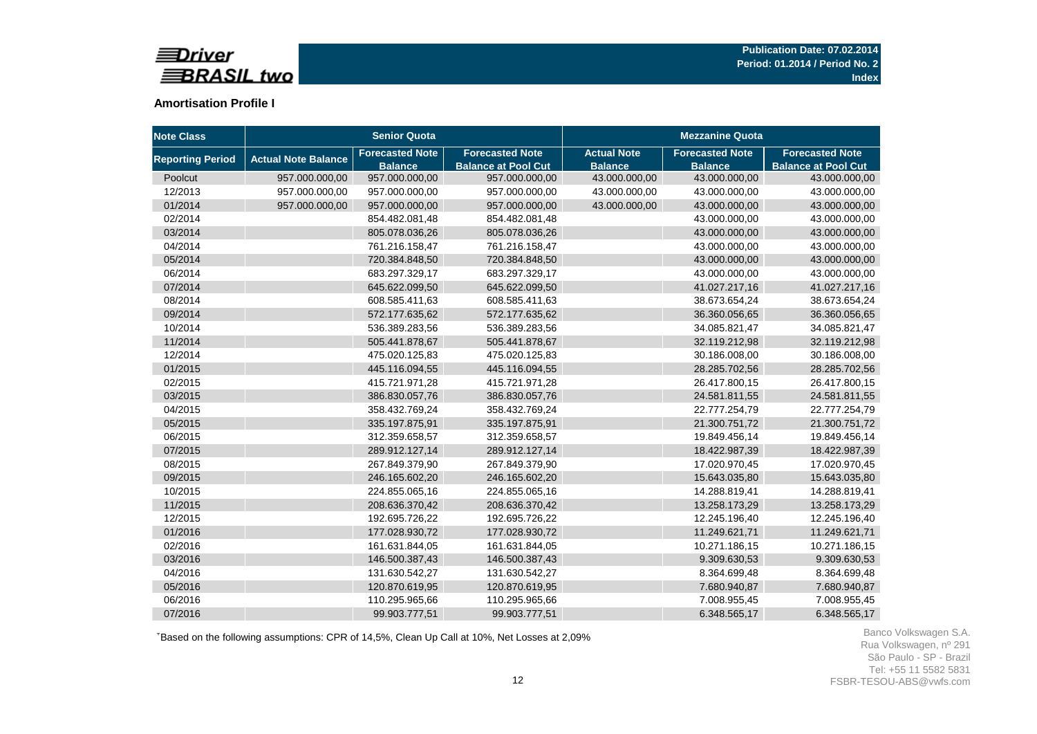**Driver BRASIL two**

**Publication Date: 07.02.2014**
**Period: 01.2014 / Period No. 2**
**Index**

## Amortisation Profile I

| Note Class | Senior Quota | | | Mezzanine Quota | | |
|---|---|---|---|---|---|---|
| Reporting Period | Actual Note Balance | Forecasted Note Balance | Forecasted Note Balance at Pool Cut | Actual Note Balance | Forecasted Note Balance | Forecasted Note Balance at Pool Cut |
| Poolcut | 957.000.000,00 | 957.000.000,00 | 957.000.000,00 | 43.000.000,00 | 43.000.000,00 | 43.000.000,00 |
| 12/2013 | 957.000.000,00 | 957.000.000,00 | 957.000.000,00 | 43.000.000,00 | 43.000.000,00 | 43.000.000,00 |
| 01/2014 | 957.000.000,00 | 957.000.000,00 | 957.000.000,00 | 43.000.000,00 | 43.000.000,00 | 43.000.000,00 |
| 02/2014 | | 854.482.081,48 | 854.482.081,48 | | 43.000.000,00 | 43.000.000,00 |
| 03/2014 | | 805.078.036,26 | 805.078.036,26 | | 43.000.000,00 | 43.000.000,00 |
| 04/2014 | | 761.216.158,47 | 761.216.158,47 | | 43.000.000,00 | 43.000.000,00 |
| 05/2014 | | 720.384.848,50 | 720.384.848,50 | | 43.000.000,00 | 43.000.000,00 |
| 06/2014 | | 683.297.329,17 | 683.297.329,17 | | 43.000.000,00 | 43.000.000,00 |
| 07/2014 | | 645.622.099,50 | 645.622.099,50 | | 41.027.217,16 | 41.027.217,16 |
| 08/2014 | | 608.585.411,63 | 608.585.411,63 | | 38.673.654,24 | 38.673.654,24 |
| 09/2014 | | 572.177.635,62 | 572.177.635,62 | | 36.360.056,65 | 36.360.056,65 |
| 10/2014 | | 536.389.283,56 | 536.389.283,56 | | 34.085.821,47 | 34.085.821,47 |
| 11/2014 | | 505.441.878,67 | 505.441.878,67 | | 32.119.212,98 | 32.119.212,98 |
| 12/2014 | | 475.020.125,83 | 475.020.125,83 | | 30.186.008,00 | 30.186.008,00 |
| 01/2015 | | 445.116.094,55 | 445.116.094,55 | | 28.285.702,56 | 28.285.702,56 |
| 02/2015 | | 415.721.971,28 | 415.721.971,28 | | 26.417.800,15 | 26.417.800,15 |
| 03/2015 | | 386.830.057,76 | 386.830.057,76 | | 24.581.811,55 | 24.581.811,55 |
| 04/2015 | | 358.432.769,24 | 358.432.769,24 | | 22.777.254,79 | 22.777.254,79 |
| 05/2015 | | 335.197.875,91 | 335.197.875,91 | | 21.300.751,72 | 21.300.751,72 |
| 06/2015 | | 312.359.658,57 | 312.359.658,57 | | 19.849.456,14 | 19.849.456,14 |
| 07/2015 | | 289.912.127,14 | 289.912.127,14 | | 18.422.987,39 | 18.422.987,39 |
| 08/2015 | | 267.849.379,90 | 267.849.379,90 | | 17.020.970,45 | 17.020.970,45 |
| 09/2015 | | 246.165.602,20 | 246.165.602,20 | | 15.643.035,80 | 15.643.035,80 |
| 10/2015 | | 224.855.065,16 | 224.855.065,16 | | 14.288.819,41 | 14.288.819,41 |
| 11/2015 | | 208.636.370,42 | 208.636.370,42 | | 13.258.173,29 | 13.258.173,29 |
| 12/2015 | | 192.695.726,22 | 192.695.726,22 | | 12.245.196,40 | 12.245.196,40 |
| 01/2016 | | 177.028.930,72 | 177.028.930,72 | | 11.249.621,71 | 11.249.621,71 |
| 02/2016 | | 161.631.844,05 | 161.631.844,05 | | 10.271.186,15 | 10.271.186,15 |
| 03/2016 | | 146.500.387,43 | 146.500.387,43 | | 9.309.630,53 | 9.309.630,53 |
| 04/2016 | | 131.630.542,27 | 131.630.542,27 | | 8.364.699,48 | 8.364.699,48 |
| 05/2016 | | 120.870.619,95 | 120.870.619,95 | | 7.680.940,87 | 7.680.940,87 |
| 06/2016 | | 110.295.965,66 | 110.295.965,66 | | 7.008.955,45 | 7.008.955,45 |
| 07/2016 | | 99.903.777,51 | 99.903.777,51 | | 6.348.565,17 | 6.348.565,17 |

*Based on the following assumptions: CPR of 14,5%, Clean Up Call at 10%, Net Losses at 2,09%

Banco Volkswagen S.A.
Rua Volkswagen, nº 291
São Paulo - SP - Brazil
Tel: +55 11 5582 5831
FSBR-TESOU-ABS@vwfs.com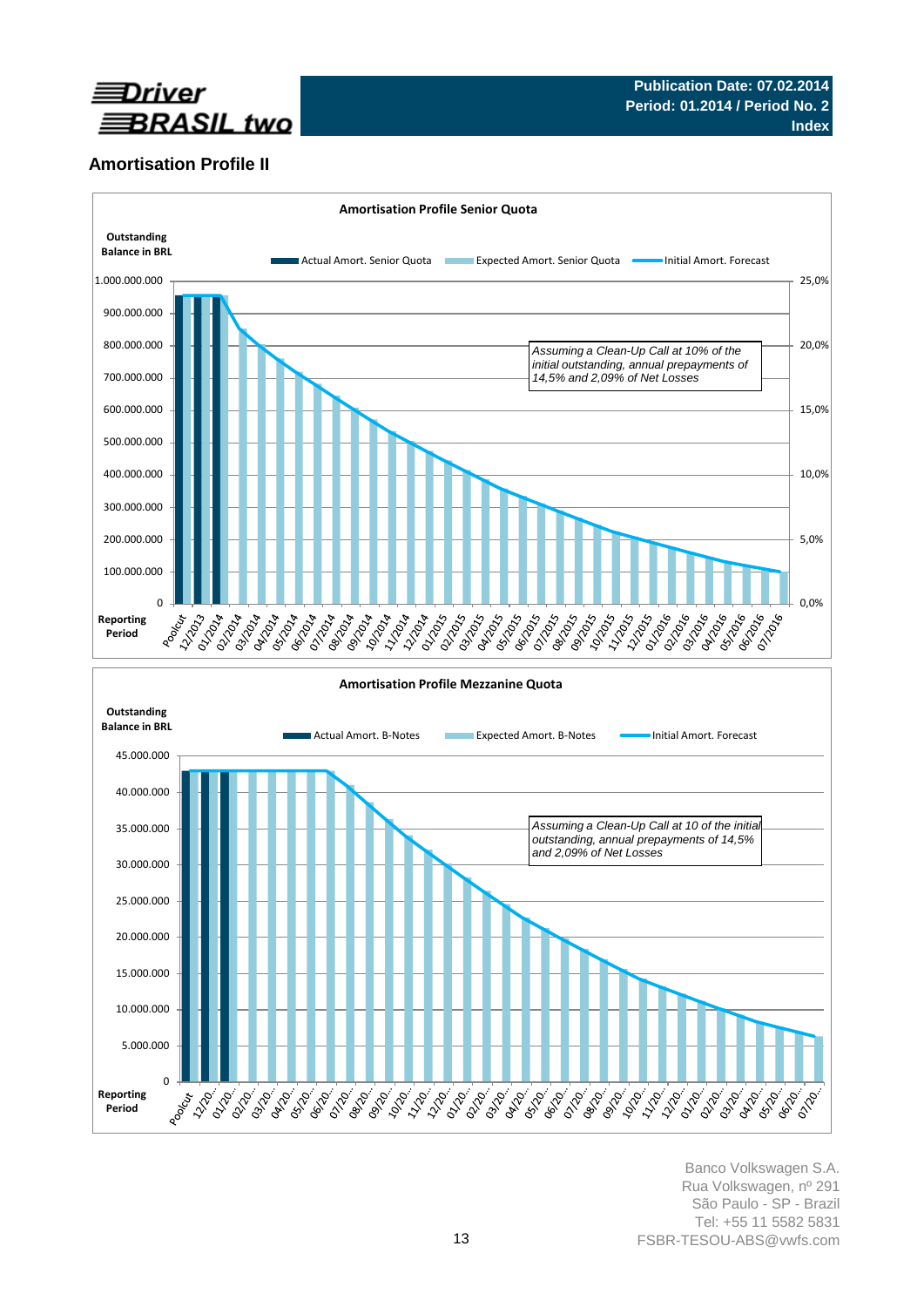## Amortisation Profile II

**Amortisation Profile Senior Quota**

Outstanding Balance in BRL

Actual Amort. Senior Quota | Expected Amort. Senior Quota | Initial Amort. Forecast

*Assuming a Clean-Up Call at 10% of the initial outstanding, annual prepayments of 14,5% and 2,09% of Net Losses*

Reporting Period

**Amortisation Profile Mezzanine Quota**

Outstanding Balance in BRL

Actual Amort. B-Notes | Expected Amort. B-Notes | Initial Amort. Forecast

*Assuming a Clean-Up Call at 10 of the initial outstanding, annual prepayments of 14,5% and 2,09% of Net Losses*

Reporting Period

Banco Volkswagen S.A.
Rua Volkswagen, nº 291
São Paulo - SP - Brazil
Tel: +55 11 5582 5831
FSBR-TESOU-ABS@vwfs.com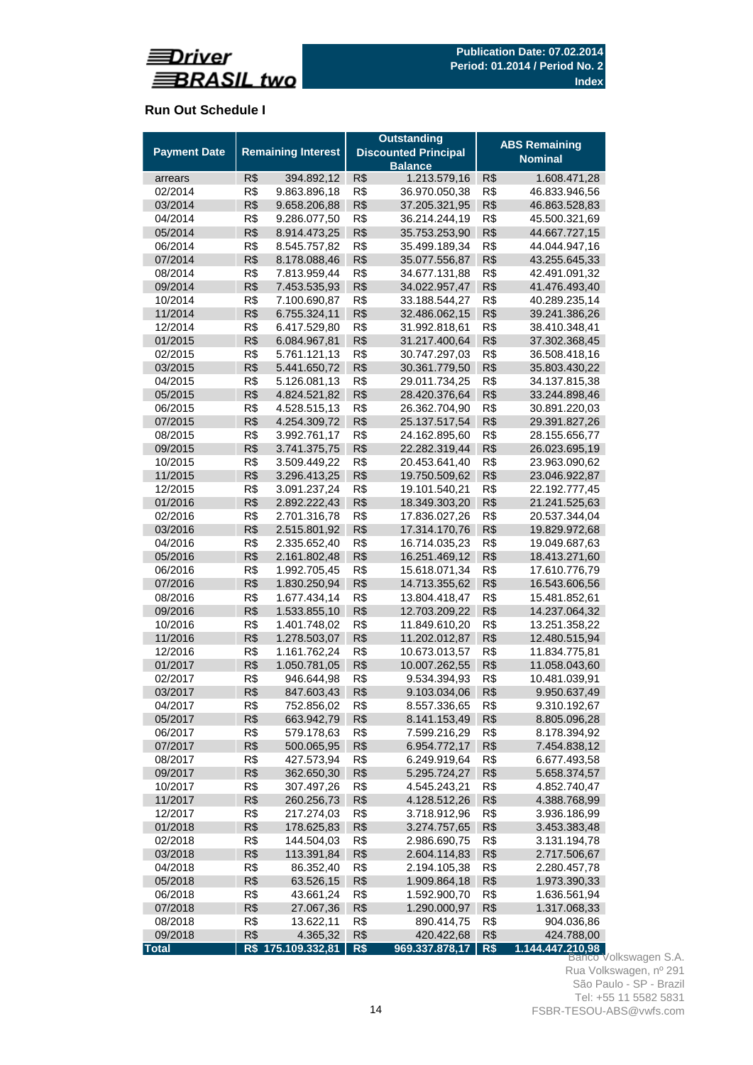Driver BRASIL two

Publication Date: 07.02.2014
Period: 01.2014 / Period No. 2
Index

## Run Out Schedule I

| Payment Date | Remaining Interest | | Outstanding Discounted Principal Balance | | ABS Remaining Nominal | |
|---|---|---|---|---|---|---|
| arrears | R$ | 394.892,12 | R$ | 1.213.579,16 | R$ | 1.608.471,28 |
| 02/2014 | R$ | 9.863.896,18 | R$ | 36.970.050,38 | R$ | 46.833.946,56 |
| 03/2014 | R$ | 9.658.206,88 | R$ | 37.205.321,95 | R$ | 46.863.528,83 |
| 04/2014 | R$ | 9.286.077,50 | R$ | 36.214.244,19 | R$ | 45.500.321,69 |
| 05/2014 | R$ | 8.914.473,25 | R$ | 35.753.253,90 | R$ | 44.667.727,15 |
| 06/2014 | R$ | 8.545.757,82 | R$ | 35.499.189,34 | R$ | 44.044.947,16 |
| 07/2014 | R$ | 8.178.088,46 | R$ | 35.077.556,87 | R$ | 43.255.645,33 |
| 08/2014 | R$ | 7.813.959,44 | R$ | 34.677.131,88 | R$ | 42.491.091,32 |
| 09/2014 | R$ | 7.453.535,93 | R$ | 34.022.957,47 | R$ | 41.476.493,40 |
| 10/2014 | R$ | 7.100.690,87 | R$ | 33.188.544,27 | R$ | 40.289.235,14 |
| 11/2014 | R$ | 6.755.324,11 | R$ | 32.486.062,15 | R$ | 39.241.386,26 |
| 12/2014 | R$ | 6.417.529,80 | R$ | 31.992.818,61 | R$ | 38.410.348,41 |
| 01/2015 | R$ | 6.084.967,81 | R$ | 31.217.400,64 | R$ | 37.302.368,45 |
| 02/2015 | R$ | 5.761.121,13 | R$ | 30.747.297,03 | R$ | 36.508.418,16 |
| 03/2015 | R$ | 5.441.650,72 | R$ | 30.361.779,50 | R$ | 35.803.430,22 |
| 04/2015 | R$ | 5.126.081,13 | R$ | 29.011.734,25 | R$ | 34.137.815,38 |
| 05/2015 | R$ | 4.824.521,82 | R$ | 28.420.376,64 | R$ | 33.244.898,46 |
| 06/2015 | R$ | 4.528.515,13 | R$ | 26.362.704,90 | R$ | 30.891.220,03 |
| 07/2015 | R$ | 4.254.309,72 | R$ | 25.137.517,54 | R$ | 29.391.827,26 |
| 08/2015 | R$ | 3.992.761,17 | R$ | 24.162.895,60 | R$ | 28.155.656,77 |
| 09/2015 | R$ | 3.741.375,75 | R$ | 22.282.319,44 | R$ | 26.023.695,19 |
| 10/2015 | R$ | 3.509.449,22 | R$ | 20.453.641,40 | R$ | 23.963.090,62 |
| 11/2015 | R$ | 3.296.413,25 | R$ | 19.750.509,62 | R$ | 23.046.922,87 |
| 12/2015 | R$ | 3.091.237,24 | R$ | 19.101.540,21 | R$ | 22.192.777,45 |
| 01/2016 | R$ | 2.892.222,43 | R$ | 18.349.303,20 | R$ | 21.241.525,63 |
| 02/2016 | R$ | 2.701.316,78 | R$ | 17.836.027,26 | R$ | 20.537.344,04 |
| 03/2016 | R$ | 2.515.801,92 | R$ | 17.314.170,76 | R$ | 19.829.972,68 |
| 04/2016 | R$ | 2.335.652,40 | R$ | 16.714.035,23 | R$ | 19.049.687,63 |
| 05/2016 | R$ | 2.161.802,48 | R$ | 16.251.469,12 | R$ | 18.413.271,60 |
| 06/2016 | R$ | 1.992.705,45 | R$ | 15.618.071,34 | R$ | 17.610.776,79 |
| 07/2016 | R$ | 1.830.250,94 | R$ | 14.713.355,62 | R$ | 16.543.606,56 |
| 08/2016 | R$ | 1.677.434,14 | R$ | 13.804.418,47 | R$ | 15.481.852,61 |
| 09/2016 | R$ | 1.533.855,10 | R$ | 12.703.209,22 | R$ | 14.237.064,32 |
| 10/2016 | R$ | 1.401.748,02 | R$ | 11.849.610,20 | R$ | 13.251.358,22 |
| 11/2016 | R$ | 1.278.503,07 | R$ | 11.202.012,87 | R$ | 12.480.515,94 |
| 12/2016 | R$ | 1.161.762,24 | R$ | 10.673.013,57 | R$ | 11.834.775,81 |
| 01/2017 | R$ | 1.050.781,05 | R$ | 10.007.262,55 | R$ | 11.058.043,60 |
| 02/2017 | R$ | 946.644,98 | R$ | 9.534.394,93 | R$ | 10.481.039,91 |
| 03/2017 | R$ | 847.603,43 | R$ | 9.103.034,06 | R$ | 9.950.637,49 |
| 04/2017 | R$ | 752.856,02 | R$ | 8.557.336,65 | R$ | 9.310.192,67 |
| 05/2017 | R$ | 663.942,79 | R$ | 8.141.153,49 | R$ | 8.805.096,28 |
| 06/2017 | R$ | 579.178,63 | R$ | 7.599.216,29 | R$ | 8.178.394,92 |
| 07/2017 | R$ | 500.065,95 | R$ | 6.954.772,17 | R$ | 7.454.838,12 |
| 08/2017 | R$ | 427.573,94 | R$ | 6.249.919,64 | R$ | 6.677.493,58 |
| 09/2017 | R$ | 362.650,30 | R$ | 5.295.724,27 | R$ | 5.658.374,57 |
| 10/2017 | R$ | 307.497,26 | R$ | 4.545.243,21 | R$ | 4.852.740,47 |
| 11/2017 | R$ | 260.256,73 | R$ | 4.128.512,26 | R$ | 4.388.768,99 |
| 12/2017 | R$ | 217.274,03 | R$ | 3.718.912,96 | R$ | 3.936.186,99 |
| 01/2018 | R$ | 178.625,83 | R$ | 3.274.757,65 | R$ | 3.453.383,48 |
| 02/2018 | R$ | 144.504,03 | R$ | 2.986.690,75 | R$ | 3.131.194,78 |
| 03/2018 | R$ | 113.391,84 | R$ | 2.604.114,83 | R$ | 2.717.506,67 |
| 04/2018 | R$ | 86.352,40 | R$ | 2.194.105,38 | R$ | 2.280.457,78 |
| 05/2018 | R$ | 63.526,15 | R$ | 1.909.864,18 | R$ | 1.973.390,33 |
| 06/2018 | R$ | 43.661,24 | R$ | 1.592.900,70 | R$ | 1.636.561,94 |
| 07/2018 | R$ | 27.067,36 | R$ | 1.290.000,97 | R$ | 1.317.068,33 |
| 08/2018 | R$ | 13.622,11 | R$ | 890.414,75 | R$ | 904.036,86 |
| 09/2018 | R$ | 4.365,32 | R$ | 420.422,68 | R$ | 424.788,00 |
| **Total** | **R$** | **175.109.332,81** | **R$** | **969.337.878,17** | **R$** | **1.144.447.210,98** |

Banco Volkswagen S.A.
Rua Volkswagen, nº 291
São Paulo - SP - Brazil
Tel: +55 11 5582 5831
FSBR-TESOU-ABS@vwfs.com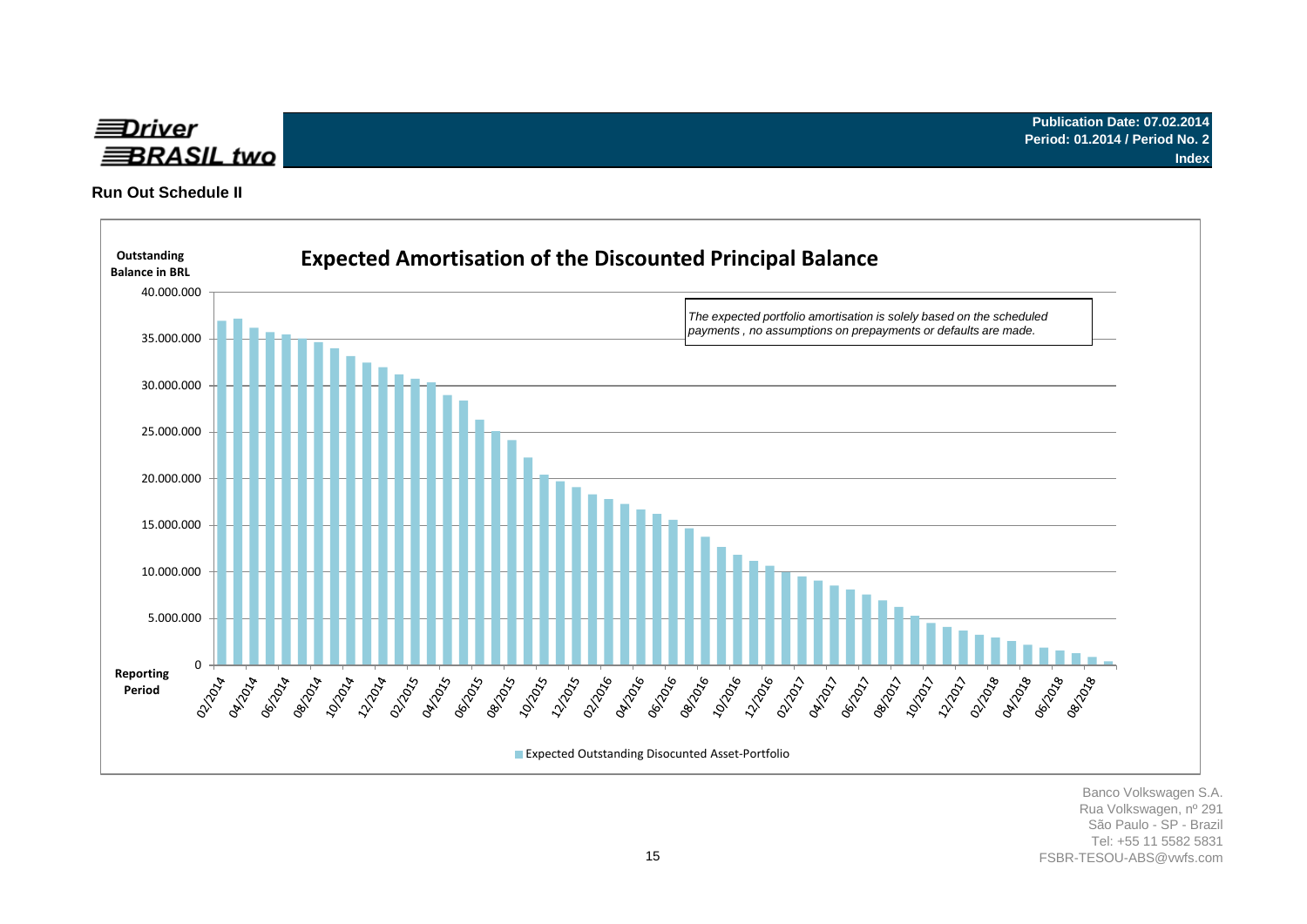**Driver BRASIL two**

**Publication Date: 07.02.2014**
**Period: 01.2014 / Period No. 2**
**Index**

## Run Out Schedule II

### Expected Amortisation of the Discounted Principal Balance

Outstanding Balance in BRL

*The expected portfolio amortisation is solely based on the scheduled payments , no assumptions on prepayments or defaults are made.*

Y-axis: 0 | 5.000.000 | 10.000.000 | 15.000.000 | 20.000.000 | 25.000.000 | 30.000.000 | 35.000.000 | 40.000.000

Reporting Period: 02/2014 | 04/2014 | 06/2014 | 08/2014 | 10/2014 | 12/2014 | 02/2015 | 04/2015 | 06/2015 | 08/2015 | 10/2015 | 12/2015 | 02/2016 | 04/2016 | 06/2016 | 08/2016 | 10/2016 | 12/2016 | 02/2017 | 04/2017 | 06/2017 | 08/2017 | 10/2017 | 12/2017 | 02/2018 | 04/2018 | 06/2018 | 08/2018

Expected Outstanding Disocunted Asset-Portfolio

Banco Volkswagen S.A.
Rua Volkswagen, nº 291
São Paulo - SP - Brazil
Tel: +55 11 5582 5831
FSBR-TESOU-ABS@vwfs.com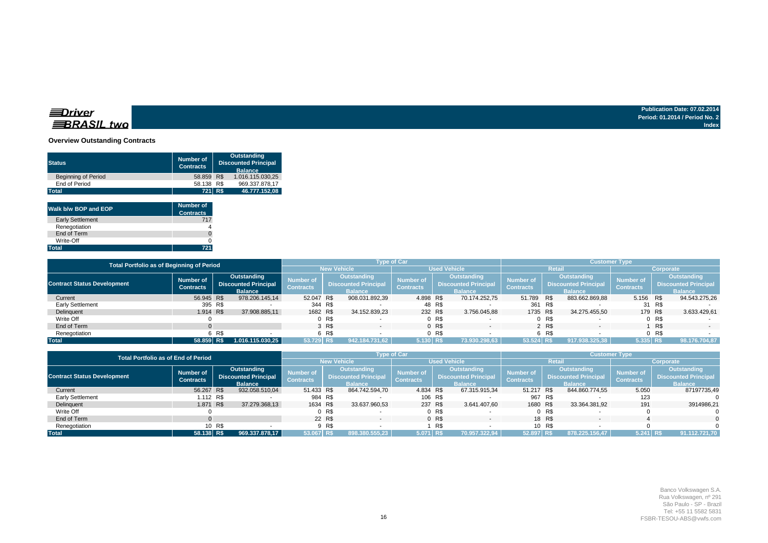Driver BRASIL two

**Publication Date: 07.02.2014**
**Period: 01.2014 / Period No. 2**
**Index**

### Overview Outstanding Contracts

| Status | Number of Contracts | Outstanding Discounted Principal Balance |
|---|---|---|
| Beginning of Period | 58.859 | R$ 1.016.115.030,25 |
| End of Period | 58.138 | R$ 969.337.878,17 |
| **Total** | **721** | **R$ 46.777.152,08** |

| Walk b/w BOP and EOP | Number of Contracts |
|---|---|
| Early Settlement | 717 |
| Renegotiation | 4 |
| End of Term | 0 |
| Write-Off | 0 |
| **Total** | **721** |

| Total Portfolio as of Beginning of Period | | | Type of Car | | | | Customer Type | | | |
|---|---|---|---|---|---|---|---|---|---|---|
| | | | New Vehicle | | Used Vehicle | | Retail | | Corporate | |
| Contract Status Development | Number of Contracts | Outstanding Discounted Principal Balance | Number of Contracts | Outstanding Discounted Principal Balance | Number of Contracts | Outstanding Discounted Principal Balance | Number of Contracts | Outstanding Discounted Principal Balance | Number of Contracts | Outstanding Discounted Principal Balance |
| Current | 56.945 | R$ 978.206.145,14 | 52.047 | R$ 908.031.892,39 | 4.898 | R$ 70.174.252,75 | 51.789 | R$ 883.662.869,88 | 5.156 | R$ 94.543.275,26 |
| Early Settlement | 395 | R$ - | 344 | R$ - | 48 | R$ - | 361 | R$ - | 31 | R$ - |
| Delinquent | 1.914 | R$ 37.908.885,11 | 1682 | R$ 34.152.839,23 | 232 | R$ 3.756.045,88 | 1735 | R$ 34.275.455,50 | 179 | R$ 3.633.429,61 |
| Write Off | 0 | | 0 | R$ - | 0 | R$ - | 0 | R$ - | 0 | R$ - |
| End of Term | 0 | | 3 | R$ - | 0 | R$ - | 2 | R$ - | 1 | R$ - |
| Renegotiation | 6 | R$ - | 6 | R$ - | 0 | R$ - | 6 | R$ - | 0 | R$ - |
| **Total** | **58.859** | **R$ 1.016.115.030,25** | **53.729** | **R$ 942.184.731,62** | **5.130** | **R$ 73.930.298,63** | **53.524** | **R$ 917.938.325,38** | **5.335** | **R$ 98.176.704,87** |

| Total Portfolio as of End of Period | | | Type of Car | | | | Customer Type | | | |
|---|---|---|---|---|---|---|---|---|---|---|
| | | | New Vehicle | | Used Vehicle | | Retail | | Corporate | |
| Contract Status Development | Number of Contracts | Outstanding Discounted Principal Balance | Number of Contracts | Outstanding Discounted Principal Balance | Number of Contracts | Outstanding Discounted Principal Balance | Number of Contracts | Outstanding Discounted Principal Balance | Number of Contracts | Outstanding Discounted Principal Balance |
| Current | 56.267 | R$ 932.058.510,04 | 51.433 | R$ 864.742.594,70 | 4.834 | R$ 67.315.915,34 | 51.217 | R$ 844.860.774,55 | 5.050 | 87197735,49 |
| Early Settlement | 1.112 | R$ - | 984 | R$ - | 106 | R$ - | 967 | R$ - | 123 | 0 |
| Delinquent | 1.871 | R$ 37.279.368,13 | 1634 | R$ 33.637.960,53 | 237 | R$ 3.641.407,60 | 1680 | R$ 33.364.381,92 | 191 | 3914986,21 |
| Write Off | 0 | | 0 | R$ - | 0 | R$ - | 0 | R$ - | 0 | 0 |
| End of Term | 0 | | 22 | R$ - | 0 | R$ - | 18 | R$ - | 4 | 0 |
| Renegotiation | 10 | R$ - | 9 | R$ - | 1 | R$ - | 10 | R$ - | 0 | 0 |
| **Total** | **58.138** | **R$ 969.337.878,17** | **53.067** | **R$ 898.380.555,23** | **5.071** | **R$ 70.957.322,94** | **52.897** | **R$ 878.225.156,47** | **5.241** | **R$ 91.112.721,70** |

Banco Volkswagen S.A.
Rua Volkswagen, nº 291
São Paulo - SP - Brazil
Tel: +55 11 5582 5831
FSBR-TESOU-ABS@vwfs.com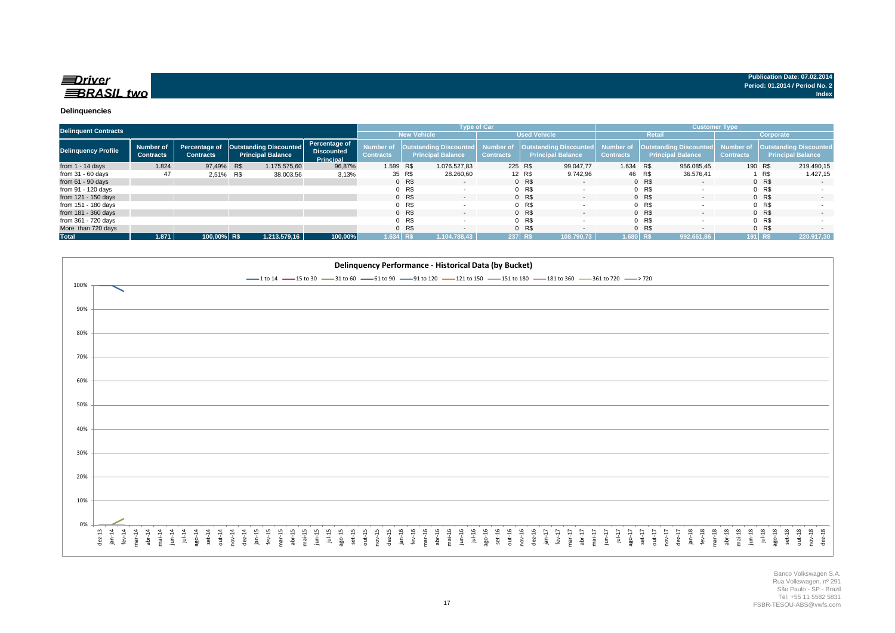**Driver BRASIL two**

**Publication Date: 07.02.2014**
**Period: 01.2014 / Period No. 2**
**Index**

### Delinquencies

| Delinquent Contracts | | | | | Type of Car | | | | Customer Type | | | |
|---|---|---|---|---|---|---|---|---|---|---|---|---|
| | | | | | New Vehicle | | Used Vehicle | | Retail | | Corporate | |
| Delinquency Profile | Number of Contracts | Percentage of Contracts | Outstanding Discounted Principal Balance | Percentage of Discounted Principal | Number of Contracts | Outstanding Discounted Principal Balance | Number of Contracts | Outstanding Discounted Principal Balance | Number of Contracts | Outstanding Discounted Principal Balance | Number of Contracts | Outstanding Discounted Principal Balance |
| from 1 - 14 days | 1.824 | 97,49% | R$ 1.175.575,60 | 96,87% | 1.599 | R$ 1.076.527,83 | 225 | R$ 99.047,77 | 1.634 | R$ 956.085,45 | 190 | R$ 219.490,15 |
| from 31 - 60 days | 47 | 2,51% | R$ 38.003,56 | 3,13% | 35 | R$ 28.260,60 | 12 | R$ 9.742,96 | 46 | R$ 36.576,41 | 1 | R$ 1.427,15 |
| from 61 - 90 days | | | | | 0 | R$ - | 0 | R$ - | 0 | R$ - | 0 | R$ - |
| from 91 - 120 days | | | | | 0 | R$ - | 0 | R$ - | 0 | R$ - | 0 | R$ - |
| from 121 - 150 days | | | | | 0 | R$ - | 0 | R$ - | 0 | R$ - | 0 | R$ - |
| from 151 - 180 days | | | | | 0 | R$ - | 0 | R$ - | 0 | R$ - | 0 | R$ - |
| from 181 - 360 days | | | | | 0 | R$ - | 0 | R$ - | 0 | R$ - | 0 | R$ - |
| from 361 - 720 days | | | | | 0 | R$ - | 0 | R$ - | 0 | R$ - | 0 | R$ - |
| More than 720 days | | | | | 0 | R$ - | 0 | R$ - | 0 | R$ - | 0 | R$ - |
| **Total** | **1.871** | **100,00%** | **R$ 1.213.579,16** | **100,00%** | **1.634** | **R$ 1.104.788,43** | **237** | **R$ 108.790,73** | **1.680** | **R$ 992.661,86** | **191** | **R$ 220.917,30** |

**Delinquency Performance - Historical Data (by Bucket)**

Legend: 1 to 14, 15 to 30, 31 to 60, 61 to 90, 91 to 120, 121 to 150, 151 to 180, 181 to 360, 361 to 720, > 720

Banco Volkswagen S.A.
Rua Volkswagen, nº 291
São Paulo - SP - Brazil
Tel: +55 11 5582 5831
FSBR-TESOU-ABS@vwfs.com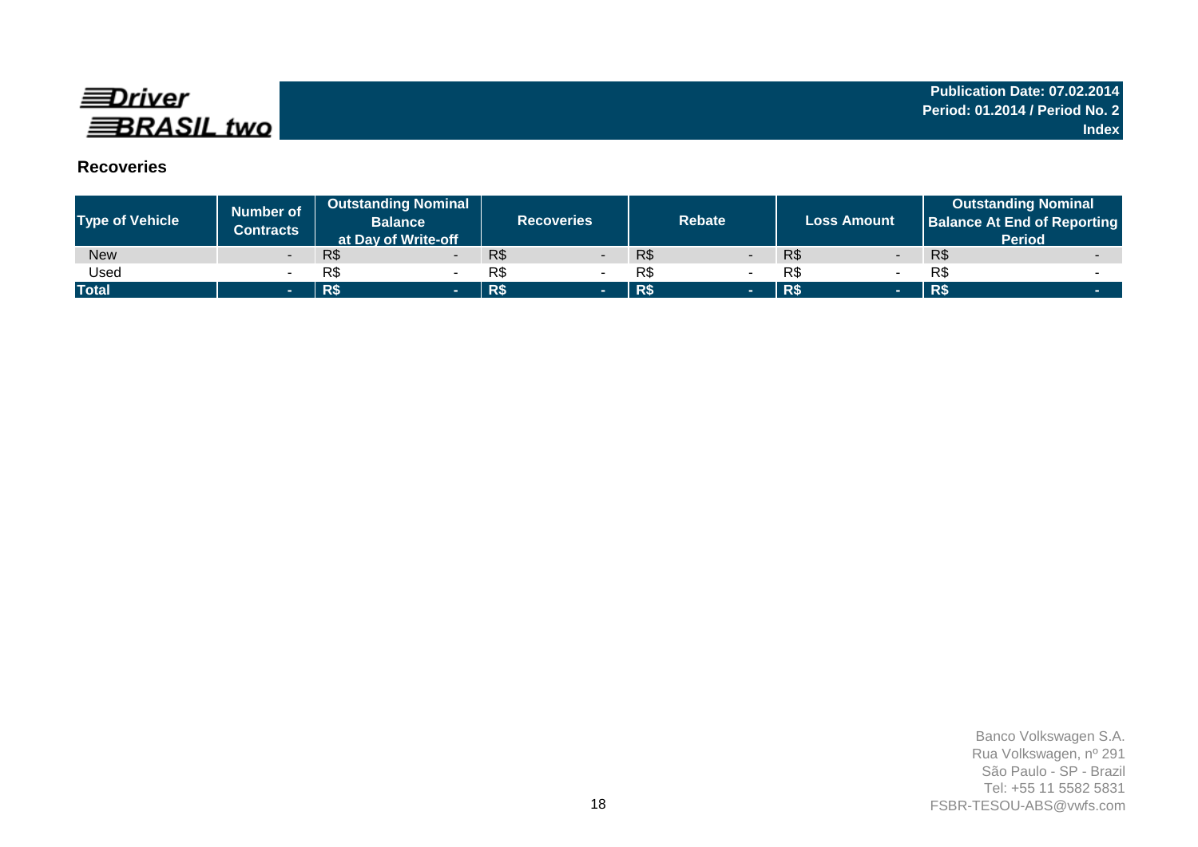Driver BRASIL two

**Publication Date: 07.02.2014**
**Period: 01.2014 / Period No. 2**
**Index**

## Recoveries

| Type of Vehicle | Number of Contracts | Outstanding Nominal Balance at Day of Write-off | Recoveries | Rebate | Loss Amount | Outstanding Nominal Balance At End of Reporting Period |
|---|---|---|---|---|---|---|
| New | - | R$ - | R$ - | R$ - | R$ - | R$ - |
| Used | - | R$ - | R$ - | R$ - | R$ - | R$ - |
| **Total** | **-** | **R$ -** | **R$ -** | **R$ -** | **R$ -** | **R$ -** |

Banco Volkswagen S.A.
Rua Volkswagen, nº 291
São Paulo - SP - Brazil
Tel: +55 11 5582 5831
FSBR-TESOU-ABS@vwfs.com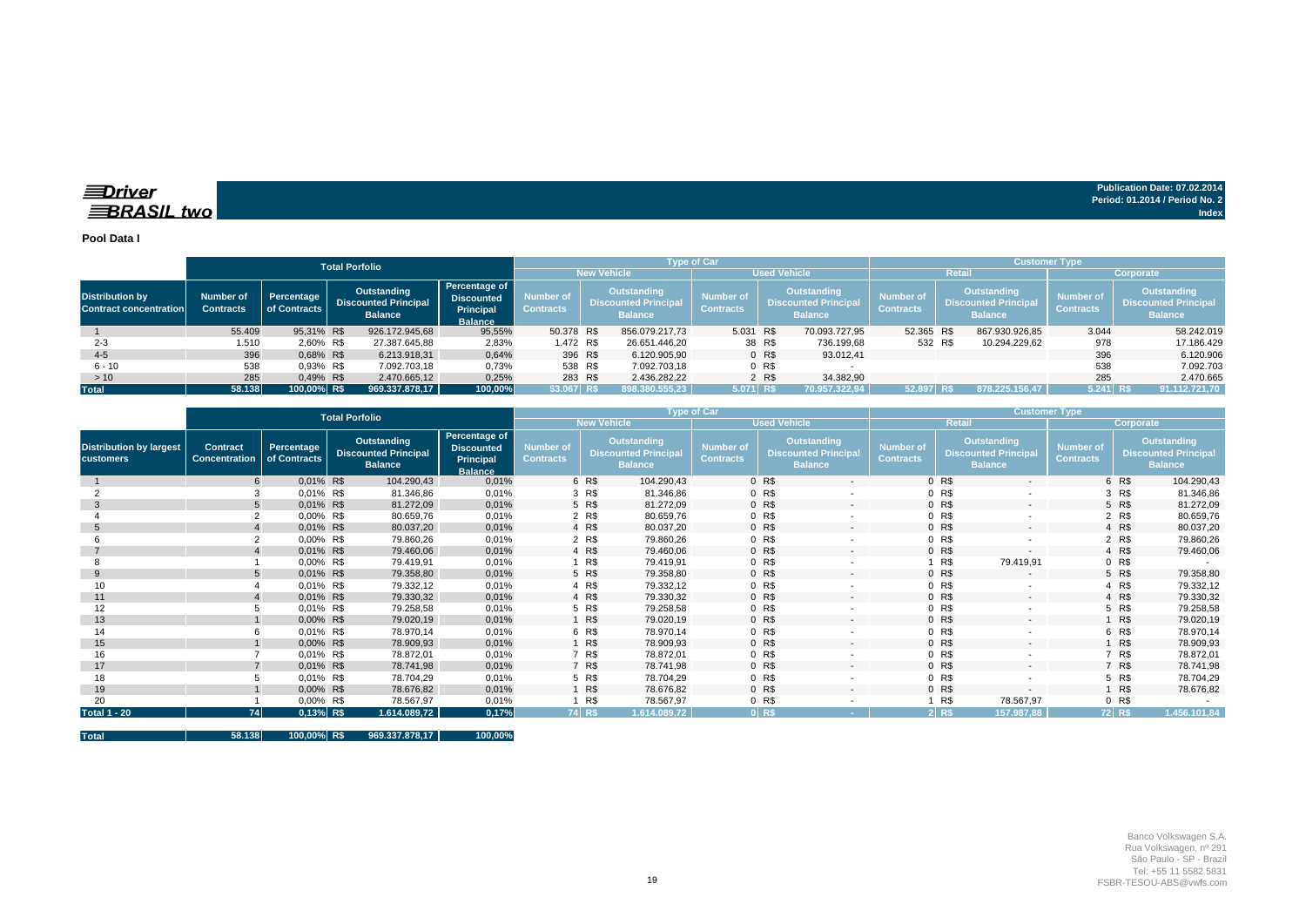**Driver BRASIL two**

**Publication Date: 07.02.2014**
**Period: 01.2014 / Period No. 2**
**Index**

**Pool Data I**

| Distribution by Contract concentration | Total Porfolio | | | | Type of Car | | | | Customer Type | | | |
|---|---|---|---|---|---|---|---|---|---|---|---|---|
| | | | | | New Vehicle | | Used Vehicle | | Retail | | Corporate | |
| | Number of Contracts | Percentage of Contracts | Outstanding Discounted Principal Balance | Percentage of Discounted Principal Balance | Number of Contracts | Outstanding Discounted Principal Balance | Number of Contracts | Outstanding Discounted Principal Balance | Number of Contracts | Outstanding Discounted Principal Balance | Number of Contracts | Outstanding Discounted Principal Balance |
| 1 | 55.409 | 95,31% | R$ 926.172.945,68 | 95,55% | 50.378 | R$ 856.079.217,73 | 5.031 | R$ 70.093.727,95 | 52.365 | R$ 867.930.926,85 | 3.044 | 58.242.019 |
| 2-3 | 1.510 | 2,60% | R$ 27.387.645,88 | 2,83% | 1.472 | R$ 26.651.446,20 | 38 | R$ 736.199,68 | 532 | R$ 10.294.229,62 | 978 | 17.186.429 |
| 4-5 | 396 | 0,68% | R$ 6.213.918,31 | 0,64% | 396 | R$ 6.120.905,90 | 0 | R$ 93.012,41 | | | 396 | 6.120.906 |
| 6 - 10 | 538 | 0,93% | R$ 7.092.703,18 | 0,73% | 538 | R$ 7.092.703,18 | 0 | R$ - | | | 538 | 7.092.703 |
| > 10 | 285 | 0,49% | R$ 2.470.665,12 | 0,25% | 283 | R$ 2.436.282,22 | 2 | R$ 34.382,90 | | | 285 | 2.470.665 |
| **Total** | **58.138** | **100,00%** | **R$ 969.337.878,17** | **100,00%** | **53.067** | **R$ 898.380.555,23** | **5.071** | **R$ 70.957.322,94** | **52.897** | **R$ 878.225.156,47** | **5.241** | **R$ 91.112.721,70** |

| Distribution by largest customers | Total Porfolio | | | | Type of Car | | | | Customer Type | | | |
|---|---|---|---|---|---|---|---|---|---|---|---|---|
| | | | | | New Vehicle | | Used Vehicle | | Retail | | Corporate | |
| | Contract Concentration | Percentage of Contracts | Outstanding Discounted Principal Balance | Percentage of Discounted Principal Balance | Number of Contracts | Outstanding Discounted Principal Balance | Number of Contracts | Outstanding Discounted Principal Balance | Number of Contracts | Outstanding Discounted Principal Balance | Number of Contracts | Outstanding Discounted Principal Balance |
| 1 | 6 | 0,01% | R$ 104.290,43 | 0,01% | 6 | R$ 104.290,43 | 0 | R$ - | 0 | R$ - | 6 | R$ 104.290,43 |
| 2 | 3 | 0,01% | R$ 81.346,86 | 0,01% | 3 | R$ 81.346,86 | 0 | R$ - | 0 | R$ - | 3 | R$ 81.346,86 |
| 3 | 5 | 0,01% | R$ 81.272,09 | 0,01% | 5 | R$ 81.272,09 | 0 | R$ - | 0 | R$ - | 5 | R$ 81.272,09 |
| 4 | 2 | 0,00% | R$ 80.659,76 | 0,01% | 2 | R$ 80.659,76 | 0 | R$ - | 0 | R$ - | 2 | R$ 80.659,76 |
| 5 | 4 | 0,01% | R$ 80.037,20 | 0,01% | 4 | R$ 80.037,20 | 0 | R$ - | 0 | R$ - | 4 | R$ 80.037,20 |
| 6 | 2 | 0,00% | R$ 79.860,26 | 0,01% | 2 | R$ 79.860,26 | 0 | R$ - | 0 | R$ - | 2 | R$ 79.860,26 |
| 7 | 4 | 0,01% | R$ 79.460,06 | 0,01% | 4 | R$ 79.460,06 | 0 | R$ - | 0 | R$ - | 4 | R$ 79.460,06 |
| 8 | 1 | 0,00% | R$ 79.419,91 | 0,01% | 1 | R$ 79.419,91 | 0 | R$ - | 1 | R$ 79.419,91 | 0 | R$ - |
| 9 | 5 | 0,01% | R$ 79.358,80 | 0,01% | 5 | R$ 79.358,80 | 0 | R$ - | 0 | R$ - | 5 | R$ 79.358,80 |
| 10 | 4 | 0,01% | R$ 79.332,12 | 0,01% | 4 | R$ 79.332,12 | 0 | R$ - | 0 | R$ - | 4 | R$ 79.332,12 |
| 11 | 4 | 0,01% | R$ 79.330,32 | 0,01% | 4 | R$ 79.330,32 | 0 | R$ - | 0 | R$ - | 4 | R$ 79.330,32 |
| 12 | 5 | 0,01% | R$ 79.258,58 | 0,01% | 5 | R$ 79.258,58 | 0 | R$ - | 0 | R$ - | 5 | R$ 79.258,58 |
| 13 | 1 | 0,00% | R$ 79.020,19 | 0,01% | 1 | R$ 79.020,19 | 0 | R$ - | 0 | R$ - | 1 | R$ 79.020,19 |
| 14 | 6 | 0,01% | R$ 78.970,14 | 0,01% | 6 | R$ 78.970,14 | 0 | R$ - | 0 | R$ - | 6 | R$ 78.970,14 |
| 15 | 1 | 0,00% | R$ 78.909,93 | 0,01% | 1 | R$ 78.909,93 | 0 | R$ - | 0 | R$ - | 1 | R$ 78.909,93 |
| 16 | 7 | 0,01% | R$ 78.872,01 | 0,01% | 7 | R$ 78.872,01 | 0 | R$ - | 0 | R$ - | 7 | R$ 78.872,01 |
| 17 | 7 | 0,01% | R$ 78.741,98 | 0,01% | 7 | R$ 78.741,98 | 0 | R$ - | 0 | R$ - | 7 | R$ 78.741,98 |
| 18 | 5 | 0,01% | R$ 78.704,29 | 0,01% | 5 | R$ 78.704,29 | 0 | R$ - | 0 | R$ - | 5 | R$ 78.704,29 |
| 19 | 1 | 0,00% | R$ 78.676,82 | 0,01% | 1 | R$ 78.676,82 | 0 | R$ - | 0 | R$ - | 1 | R$ 78.676,82 |
| 20 | 1 | 0,00% | R$ 78.567,97 | 0,01% | 1 | R$ 78.567,97 | 0 | R$ - | 1 | R$ 78.567,97 | 0 | R$ - |
| **Total 1 - 20** | **74** | **0,13%** | **R$ 1.614.089,72** | **0,17%** | **74** | **R$ 1.614.089,72** | **0** | **R$ -** | **2** | **R$ 157.987,88** | **72** | **R$ 1.456.101,84** |
| **Total** | **58.138** | **100,00%** | **R$ 969.337.878,17** | **100,00%** | | | | | | | | |

Banco Volkswagen S.A.
Rua Volkswagen, nº 291
São Paulo - SP - Brazil
Tel: +55 11 5582 5831
FSBR-TESOU-ABS@vwfs.com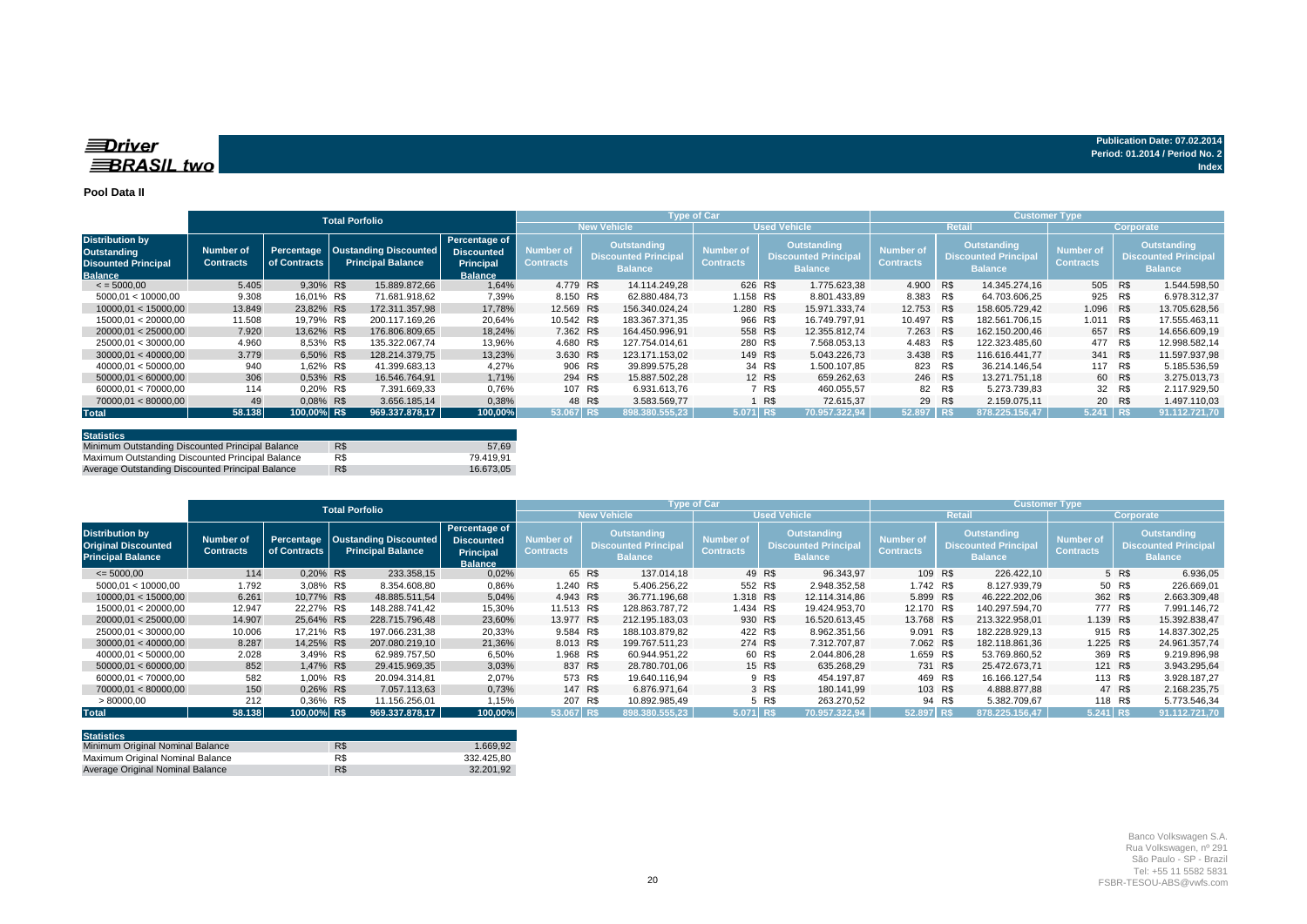**Driver BRASIL two**

Publication Date: 07.02.2014
Period: 01.2014 / Period No. 2
Index

**Pool Data II**

| Distribution by Outstanding Discounted Principal Balance | Total Porfolio | | | | Type of Car | | | | Customer Type | | | |
|---|---|---|---|---|---|---|---|---|---|---|---|---|
| | | | | | New Vehicle | | Used Vehicle | | Retail | | Corporate | |
| | Number of Contracts | Percentage of Contracts | Oustanding Discounted Principal Balance | Percentage of Discounted Principal Balance | Number of Contracts | Outstanding Discounted Principal Balance | Number of Contracts | Outstanding Discounted Principal Balance | Number of Contracts | Outstanding Discounted Principal Balance | Number of Contracts | Outstanding Discounted Principal Balance |
| < = 5000,00 | 5.405 | 9,30% | R$ 15.889.872,66 | 1,64% | 4.779 | R$ 14.114.249,28 | 626 | R$ 1.775.623,38 | 4.900 | R$ 14.345.274,16 | 505 | R$ 1.544.598,50 |
| 5000,01 < 10000,00 | 9.308 | 16,01% | R$ 71.681.918,62 | 7,39% | 8.150 | R$ 62.880.484,73 | 1.158 | R$ 8.801.433,89 | 8.383 | R$ 64.703.606,25 | 925 | R$ 6.978.312,37 |
| 10000,01 < 15000,00 | 13.849 | 23,82% | R$ 172.311.357,98 | 17,78% | 12.569 | R$ 156.340.024,24 | 1.280 | R$ 15.971.333,74 | 12.753 | R$ 158.605.729,42 | 1.096 | R$ 13.705.628,56 |
| 15000,01 < 20000,00 | 11.508 | 19,79% | R$ 200.117.169,26 | 20,64% | 10.542 | R$ 183.367.371,35 | 966 | R$ 16.749.797,91 | 10.497 | R$ 182.561.706,15 | 1.011 | R$ 17.555.463,11 |
| 20000,01 < 25000,00 | 7.920 | 13,62% | R$ 176.806.809,65 | 18,24% | 7.362 | R$ 164.450.996,91 | 558 | R$ 12.355.812,74 | 7.263 | R$ 162.150.200,46 | 657 | R$ 14.656.609,19 |
| 25000,01 < 30000,00 | 4.960 | 8,53% | R$ 135.322.067,74 | 13,96% | 4.680 | R$ 127.754.014,61 | 280 | R$ 7.568.053,13 | 4.483 | R$ 122.323.485,60 | 477 | R$ 12.998.582,14 |
| 30000,01 < 40000,00 | 3.779 | 6,50% | R$ 128.214.379,75 | 13,23% | 3.630 | R$ 123.171.153,02 | 149 | R$ 5.043.226,73 | 3.438 | R$ 116.616.441,77 | 341 | R$ 11.597.937,98 |
| 40000,01 < 50000,00 | 940 | 1,62% | R$ 41.399.683,13 | 4,27% | 906 | R$ 39.899.575,28 | 34 | R$ 1.500.107,85 | 823 | R$ 36.214.146,54 | 117 | R$ 5.185.536,59 |
| 50000,01 < 60000,00 | 306 | 0,53% | R$ 16.546.764,91 | 1,71% | 294 | R$ 15.887.502,28 | 12 | R$ 659.262,63 | 246 | R$ 13.271.751,18 | 60 | R$ 3.275.013,73 |
| 60000,01 < 70000,00 | 114 | 0,20% | R$ 7.391.669,33 | 0,76% | 107 | R$ 6.931.613,76 | 7 | R$ 460.055,57 | 82 | R$ 5.273.739,83 | 32 | R$ 2.117.929,50 |
| 70000,01 < 80000,00 | 49 | 0,08% | R$ 3.656.185,14 | 0,38% | 48 | R$ 3.583.569,77 | 1 | R$ 72.615,37 | 29 | R$ 2.159.075,11 | 20 | R$ 1.497.110,03 |
| **Total** | **58.138** | **100,00%** | **R$ 969.337.878,17** | **100,00%** | **53.067** | **R$ 898.380.555,23** | **5.071** | **R$ 70.957.322,94** | **52.897** | **R$ 878.225.156,47** | **5.241** | **R$ 91.112.721,70** |

| Statistics | | |
|---|---|---|
| Minimum Outstanding Discounted Principal Balance | R$ | 57,69 |
| Maximum Outstanding Discounted Principal Balance | R$ | 79.419,91 |
| Average Outstanding Discounted Principal Balance | R$ | 16.673,05 |

| Distribution by Original Discounted Principal Balance | Total Porfolio | | | | Type of Car | | | | Customer Type | | | |
|---|---|---|---|---|---|---|---|---|---|---|---|---|
| | | | | | New Vehicle | | Used Vehicle | | Retail | | Corporate | |
| | Number of Contracts | Percentage of Contracts | Oustanding Discounted Principal Balance | Percentage of Discounted Principal Balance | Number of Contracts | Outstanding Discounted Principal Balance | Number of Contracts | Outstanding Discounted Principal Balance | Number of Contracts | Outstanding Discounted Principal Balance | Number of Contracts | Outstanding Discounted Principal Balance |
| <= 5000,00 | 114 | 0,20% | R$ 233.358,15 | 0,02% | 65 | R$ 137.014,18 | 49 | R$ 96.343,97 | 109 | R$ 226.422,10 | 5 | R$ 6.936,05 |
| 5000,01 < 10000,00 | 1.792 | 3,08% | R$ 8.354.608,80 | 0,86% | 1.240 | R$ 5.406.256,22 | 552 | R$ 2.948.352,58 | 1.742 | R$ 8.127.939,79 | 50 | R$ 226.669,01 |
| 10000,01 < 15000,00 | 6.261 | 10,77% | R$ 48.885.511,54 | 5,04% | 4.943 | R$ 36.771.196,68 | 1.318 | R$ 12.114.314,86 | 5.899 | R$ 46.222.202,06 | 362 | R$ 2.663.309,48 |
| 15000,01 < 20000,00 | 12.947 | 22,27% | R$ 148.288.741,42 | 15,30% | 11.513 | R$ 128.863.787,72 | 1.434 | R$ 19.424.953,70 | 12.170 | R$ 140.297.594,70 | 777 | R$ 7.991.146,72 |
| 20000,01 < 25000,00 | 14.907 | 25,64% | R$ 228.715.796,48 | 23,60% | 13.977 | R$ 212.195.183,03 | 930 | R$ 16.520.613,45 | 13.768 | R$ 213.322.958,01 | 1.139 | R$ 15.392.838,47 |
| 25000,01 < 30000,00 | 10.006 | 17,21% | R$ 197.066.231,38 | 20,33% | 9.584 | R$ 188.103.879,82 | 422 | R$ 8.962.351,56 | 9.091 | R$ 182.228.929,13 | 915 | R$ 14.837.302,25 |
| 30000,01 < 40000,00 | 8.287 | 14,25% | R$ 207.080.219,10 | 21,36% | 8.013 | R$ 199.767.511,23 | 274 | R$ 7.312.707,87 | 7.062 | R$ 182.118.861,36 | 1.225 | R$ 24.961.357,74 |
| 40000,01 < 50000,00 | 2.028 | 3,49% | R$ 62.989.757,50 | 6,50% | 1.968 | R$ 60.944.951,22 | 60 | R$ 2.044.806,28 | 1.659 | R$ 53.769.860,52 | 369 | R$ 9.219.896,98 |
| 50000,01 < 60000,00 | 852 | 1,47% | R$ 29.415.969,35 | 3,03% | 837 | R$ 28.780.701,06 | 15 | R$ 635.268,29 | 731 | R$ 25.472.673,71 | 121 | R$ 3.943.295,64 |
| 60000,01 < 70000,00 | 582 | 1,00% | R$ 20.094.314,81 | 2,07% | 573 | R$ 19.640.116,94 | 9 | R$ 454.197,87 | 469 | R$ 16.166.127,54 | 113 | R$ 3.928.187,27 |
| 70000,01 < 80000,00 | 150 | 0,26% | R$ 7.057.113,63 | 0,73% | 147 | R$ 6.876.971,64 | 3 | R$ 180.141,99 | 103 | R$ 4.888.877,88 | 47 | R$ 2.168.235,75 |
| > 80000,00 | 212 | 0,36% | R$ 11.156.256,01 | 1,15% | 207 | R$ 10.892.985,49 | 5 | R$ 263.270,52 | 94 | R$ 5.382.709,67 | 118 | R$ 5.773.546,34 |
| **Total** | **58.138** | **100,00%** | **R$ 969.337.878,17** | **100,00%** | **53.067** | **R$ 898.380.555,23** | **5.071** | **R$ 70.957.322,94** | **52.897** | **R$ 878.225.156,47** | **5.241** | **R$ 91.112.721,70** |

| Statistics | | |
|---|---|---|
| Minimum Original Nominal Balance | R$ | 1.669,92 |
| Maximum Original Nominal Balance | R$ | 332.425,80 |
| Average Original Nominal Balance | R$ | 32.201,92 |

Banco Volkswagen S.A.
Rua Volkswagen, nº 291
São Paulo - SP - Brazil
Tel: +55 11 5582 5831
FSBR-TESOU-ABS@vwfs.com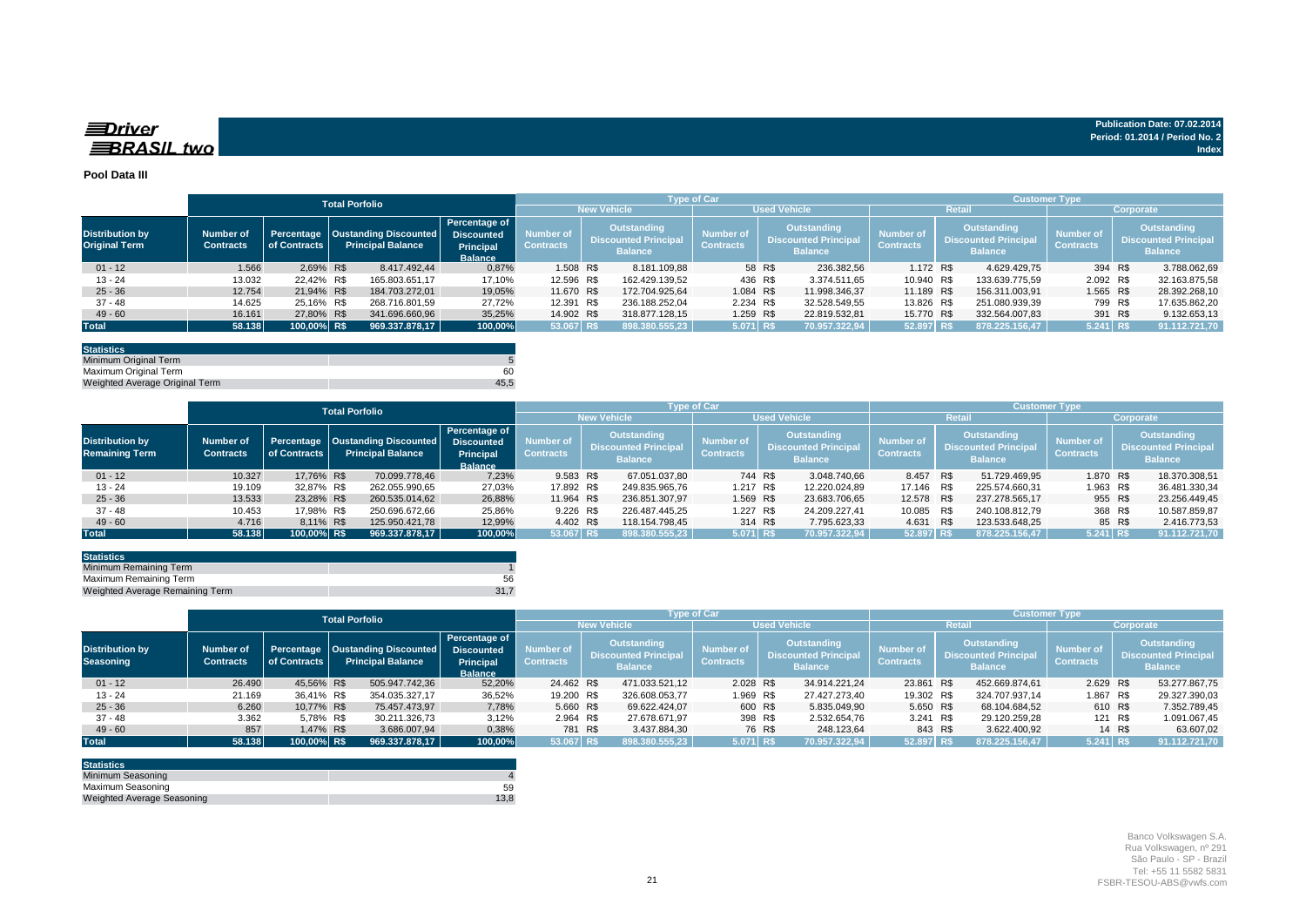**Driver BRASIL two**

Publication Date: 07.02.2014
Period: 01.2014 / Period No. 2
Index

## Pool Data III

| Distribution by Original Term | Total Porfolio | | | | Type of Car | | | | Customer Type | | | |
|---|---|---|---|---|---|---|---|---|---|---|---|---|
| | | | | | New Vehicle | | Used Vehicle | | Retail | | Corporate | |
| | Number of Contracts | Percentage of Contracts | Oustanding Discounted Principal Balance | Percentage of Discounted Principal Balance | Number of Contracts | Outstanding Discounted Principal Balance | Number of Contracts | Outstanding Discounted Principal Balance | Number of Contracts | Outstanding Discounted Principal Balance | Number of Contracts | Outstanding Discounted Principal Balance |
| 01 - 12 | 1.566 | 2,69% | R$ 8.417.492,44 | 0,87% | 1.508 | R$ 8.181.109,88 | 58 | R$ 236.382,56 | 1.172 | R$ 4.629.429,75 | 394 | R$ 3.788.062,69 |
| 13 - 24 | 13.032 | 22,42% | R$ 165.803.651,17 | 17,10% | 12.596 | R$ 162.429.139,52 | 436 | R$ 3.374.511,65 | 10.940 | R$ 133.639.775,59 | 2.092 | R$ 32.163.875,58 |
| 25 - 36 | 12.754 | 21,94% | R$ 184.703.272,01 | 19,05% | 11.670 | R$ 172.704.925,64 | 1.084 | R$ 11.998.346,37 | 11.189 | R$ 156.311.003,91 | 1.565 | R$ 28.392.268,10 |
| 37 - 48 | 14.625 | 25,16% | R$ 268.716.801,59 | 27,72% | 12.391 | R$ 236.188.252,04 | 2.234 | R$ 32.528.549,55 | 13.826 | R$ 251.080.939,39 | 799 | R$ 17.635.862,20 |
| 49 - 60 | 16.161 | 27,80% | R$ 341.696.660,96 | 35,25% | 14.902 | R$ 318.877.128,15 | 1.259 | R$ 22.819.532,81 | 15.770 | R$ 332.564.007,83 | 391 | R$ 9.132.653,13 |
| **Total** | **58.138** | **100,00%** | **R$ 969.337.878,17** | **100,00%** | **53.067** | **R$ 898.380.555,23** | **5.071** | **R$ 70.957.322,94** | **52.897** | **R$ 878.225.156,47** | **5.241** | **R$ 91.112.721,70** |

| Statistics | |
|---|---|
| Minimum Original Term | 5 |
| Maximum Original Term | 60 |
| Weighted Average Original Term | 45,5 |

| Distribution by Remaining Term | Total Porfolio | | | | Type of Car | | | | Customer Type | | | |
|---|---|---|---|---|---|---|---|---|---|---|---|---|
| | | | | | New Vehicle | | Used Vehicle | | Retail | | Corporate | |
| | Number of Contracts | Percentage of Contracts | Oustanding Discounted Principal Balance | Percentage of Discounted Principal Balance | Number of Contracts | Outstanding Discounted Principal Balance | Number of Contracts | Outstanding Discounted Principal Balance | Number of Contracts | Outstanding Discounted Principal Balance | Number of Contracts | Outstanding Discounted Principal Balance |
| 01 - 12 | 10.327 | 17,76% | R$ 70.099.778,46 | 7,23% | 9.583 | R$ 67.051.037,80 | 744 | R$ 3.048.740,66 | 8.457 | R$ 51.729.469,95 | 1.870 | R$ 18.370.308,51 |
| 13 - 24 | 19.109 | 32,87% | R$ 262.055.990,65 | 27,03% | 17.892 | R$ 249.835.965,76 | 1.217 | R$ 12.220.024,89 | 17.146 | R$ 225.574.660,31 | 1.963 | R$ 36.481.330,34 |
| 25 - 36 | 13.533 | 23,28% | R$ 260.535.014,62 | 26,88% | 11.964 | R$ 236.851.307,97 | 1.569 | R$ 23.683.706,65 | 12.578 | R$ 237.278.565,17 | 955 | R$ 23.256.449,45 |
| 37 - 48 | 10.453 | 17,98% | R$ 250.696.672,66 | 25,86% | 9.226 | R$ 226.487.445,25 | 1.227 | R$ 24.209.227,41 | 10.085 | R$ 240.108.812,79 | 368 | R$ 10.587.859,87 |
| 49 - 60 | 4.716 | 8,11% | R$ 125.950.421,78 | 12,99% | 4.402 | R$ 118.154.798,45 | 314 | R$ 7.795.623,33 | 4.631 | R$ 123.533.648,25 | 85 | R$ 2.416.773,53 |
| **Total** | **58.138** | **100,00%** | **R$ 969.337.878,17** | **100,00%** | **53.067** | **R$ 898.380.555,23** | **5.071** | **R$ 70.957.322,94** | **52.897** | **R$ 878.225.156,47** | **5.241** | **R$ 91.112.721,70** |

| Statistics | |
|---|---|
| Minimum Remaining Term | 1 |
| Maximum Remaining Term | 56 |
| Weighted Average Remaining Term | 31,7 |

| Distribution by Seasoning | Total Porfolio | | | | Type of Car | | | | Customer Type | | | |
|---|---|---|---|---|---|---|---|---|---|---|---|---|
| | | | | | New Vehicle | | Used Vehicle | | Retail | | Corporate | |
| | Number of Contracts | Percentage of Contracts | Oustanding Discounted Principal Balance | Percentage of Discounted Principal Balance | Number of Contracts | Outstanding Discounted Principal Balance | Number of Contracts | Outstanding Discounted Principal Balance | Number of Contracts | Outstanding Discounted Principal Balance | Number of Contracts | Outstanding Discounted Principal Balance |
| 01 - 12 | 26.490 | 45,56% | R$ 505.947.742,36 | 52,20% | 24.462 | R$ 471.033.521,12 | 2.028 | R$ 34.914.221,24 | 23.861 | R$ 452.669.874,61 | 2.629 | R$ 53.277.867,75 |
| 13 - 24 | 21.169 | 36,41% | R$ 354.035.327,17 | 36,52% | 19.200 | R$ 326.608.053,77 | 1.969 | R$ 27.427.273,40 | 19.302 | R$ 324.707.937,14 | 1.867 | R$ 29.327.390,03 |
| 25 - 36 | 6.260 | 10,77% | R$ 75.457.473,97 | 7,78% | 5.660 | R$ 69.622.424,07 | 600 | R$ 5.835.049,90 | 5.650 | R$ 68.104.684,52 | 610 | R$ 7.352.789,45 |
| 37 - 48 | 3.362 | 5,78% | R$ 30.211.326,73 | 3,12% | 2.964 | R$ 27.678.671,97 | 398 | R$ 2.532.654,76 | 3.241 | R$ 29.120.259,28 | 121 | R$ 1.091.067,45 |
| 49 - 60 | 857 | 1,47% | R$ 3.686.007,94 | 0,38% | 781 | R$ 3.437.884,30 | 76 | R$ 248.123,64 | 843 | R$ 3.622.400,92 | 14 | R$ 63.607,02 |
| **Total** | **58.138** | **100,00%** | **R$ 969.337.878,17** | **100,00%** | **53.067** | **R$ 898.380.555,23** | **5.071** | **R$ 70.957.322,94** | **52.897** | **R$ 878.225.156,47** | **5.241** | **R$ 91.112.721,70** |

| Statistics | |
|---|---|
| Minimum Seasoning | 4 |
| Maximum Seasoning | 59 |
| Weighted Average Seasoning | 13,8 |

Banco Volkswagen S.A.
Rua Volkswagen, nº 291
São Paulo - SP - Brazil
Tel: +55 11 5582 5831
FSBR-TESOU-ABS@vwfs.com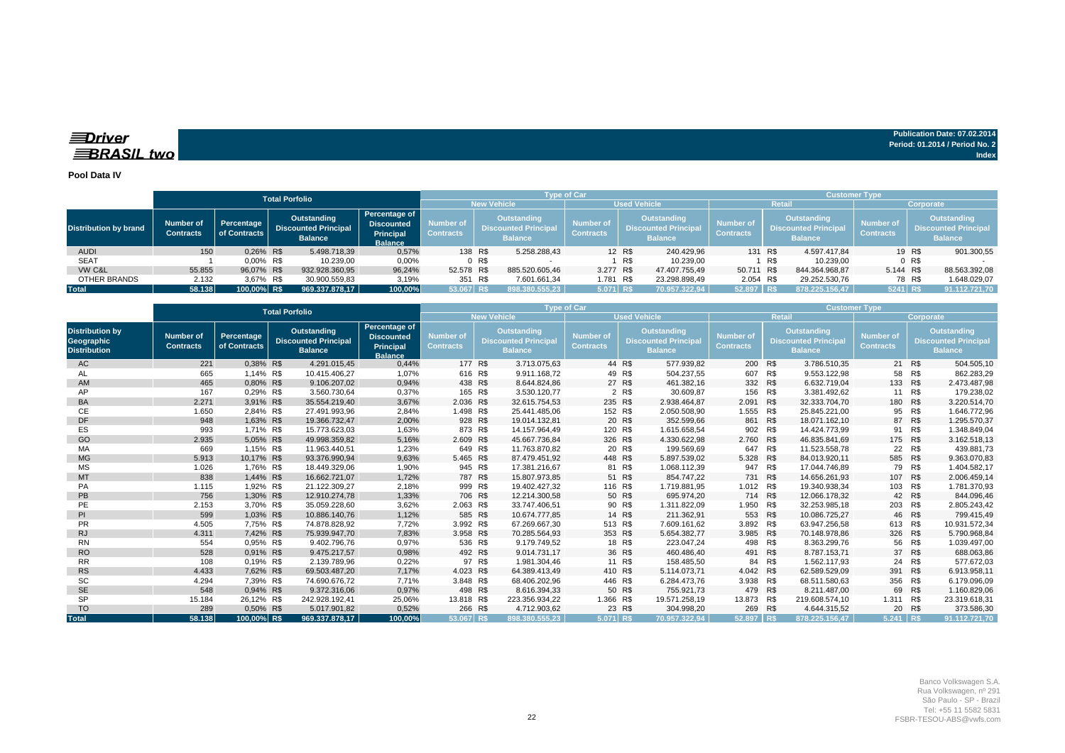**Driver BRASIL two**

**Publication Date: 07.02.2014**
**Period: 01.2014 / Period No. 2**
**Index**

**Pool Data IV**

| Distribution by brand | Total Porfolio | | | | Type of Car | | | | Customer Type | | | |
|---|---|---|---|---|---|---|---|---|---|---|---|---|
| | | | | | New Vehicle | | Used Vehicle | | Retail | | Corporate | |
| | Number of Contracts | Percentage of Contracts | Outstanding Discounted Principal Balance | Percentage of Discounted Principal Balance | Number of Contracts | Outstanding Discounted Principal Balance | Number of Contracts | Outstanding Discounted Principal Balance | Number of Contracts | Outstanding Discounted Principal Balance | Number of Contracts | Outstanding Discounted Principal Balance |
| AUDI | 150 | 0,26% | R$ 5.498.718,39 | 0,57% | 138 | R$ 5.258.288,43 | 12 | R$ 240.429,96 | 131 | R$ 4.597.417,84 | 19 | R$ 901.300,55 |
| SEAT | 1 | 0,00% | R$ 10.239,00 | 0,00% | 0 | R$ - | 1 | R$ 10.239,00 | 1 | R$ 10.239,00 | 0 | R$ - |
| VW C&L | 55.855 | 96,07% | R$ 932.928.360,95 | 96,24% | 52.578 | R$ 885.520.605,46 | 3.277 | R$ 47.407.755,49 | 50.711 | R$ 844.364.968,87 | 5.144 | R$ 88.563.392,08 |
| OTHER BRANDS | 2.132 | 3,67% | R$ 30.900.559,83 | 3,19% | 351 | R$ 7.601.661,34 | 1.781 | R$ 23.298.898,49 | 2.054 | R$ 29.252.530,76 | 78 | R$ 1.648.029,07 |
| **Total** | **58.138** | **100,00%** | **R$ 969.337.878,17** | **100,00%** | **53.067** | **R$ 898.380.555,23** | **5.071** | **R$ 70.957.322,94** | **52.897** | **R$ 878.225.156,47** | **5241** | **R$ 91.112.721,70** |

| Distribution by Geographic Distribution | Total Porfolio | | | | Type of Car | | | | Customer Type | | | |
|---|---|---|---|---|---|---|---|---|---|---|---|---|
| | | | | | New Vehicle | | Used Vehicle | | Retail | | Corporate | |
| | Number of Contracts | Percentage of Contracts | Outstanding Discounted Principal Balance | Percentage of Discounted Principal Balance | Number of Contracts | Outstanding Discounted Principal Balance | Number of Contracts | Outstanding Discounted Principal Balance | Number of Contracts | Outstanding Discounted Principal Balance | Number of Contracts | Outstanding Discounted Principal Balance |
| AC | 221 | 0,38% | R$ 4.291.015,45 | 0,44% | 177 | R$ 3.713.075,63 | 44 | R$ 577.939,82 | 200 | R$ 3.786.510,35 | 21 | R$ 504.505,10 |
| AL | 665 | 1,14% | R$ 10.415.406,27 | 1,07% | 616 | R$ 9.911.168,72 | 49 | R$ 504.237,55 | 607 | R$ 9.553.122,98 | 58 | R$ 862.283,29 |
| AM | 465 | 0,80% | R$ 9.106.207,02 | 0,94% | 438 | R$ 8.644.824,86 | 27 | R$ 461.382,16 | 332 | R$ 6.632.719,04 | 133 | R$ 2.473.487,98 |
| AP | 167 | 0,29% | R$ 3.560.730,64 | 0,37% | 165 | R$ 3.530.120,77 | 2 | R$ 30.609,87 | 156 | R$ 3.381.492,62 | 11 | R$ 179.238,02 |
| BA | 2.271 | 3,91% | R$ 35.554.219,40 | 3,67% | 2.036 | R$ 32.615.754,53 | 235 | R$ 2.938.464,87 | 2.091 | R$ 32.333.704,70 | 180 | R$ 3.220.514,70 |
| CE | 1.650 | 2,84% | R$ 27.491.993,96 | 2,84% | 1.498 | R$ 25.441.485,06 | 152 | R$ 2.050.508,90 | 1.555 | R$ 25.845.221,00 | 95 | R$ 1.646.772,96 |
| DF | 948 | 1,63% | R$ 19.366.732,47 | 2,00% | 928 | R$ 19.014.132,81 | 20 | R$ 352.599,66 | 861 | R$ 18.071.162,10 | 87 | R$ 1.295.570,37 |
| ES | 993 | 1,71% | R$ 15.773.623,03 | 1,63% | 873 | R$ 14.157.964,49 | 120 | R$ 1.615.658,54 | 902 | R$ 14.424.773,99 | 91 | R$ 1.348.849,04 |
| GO | 2.935 | 5,05% | R$ 49.998.359,82 | 5,16% | 2.609 | R$ 45.667.736,84 | 326 | R$ 4.330.622,98 | 2.760 | R$ 46.835.841,69 | 175 | R$ 3.162.518,13 |
| MA | 669 | 1,15% | R$ 11.963.440,51 | 1,23% | 649 | R$ 11.763.870,82 | 20 | R$ 199.569,69 | 647 | R$ 11.523.558,78 | 22 | R$ 439.881,73 |
| MG | 5.913 | 10,17% | R$ 93.376.990,94 | 9,63% | 5.465 | R$ 87.479.451,92 | 448 | R$ 5.897.539,02 | 5.328 | R$ 84.013.920,11 | 585 | R$ 9.363.070,83 |
| MS | 1.026 | 1,76% | R$ 18.449.329,06 | 1,90% | 945 | R$ 17.381.216,67 | 81 | R$ 1.068.112,39 | 947 | R$ 17.044.746,89 | 79 | R$ 1.404.582,17 |
| MT | 838 | 1,44% | R$ 16.662.721,07 | 1,72% | 787 | R$ 15.807.973,85 | 51 | R$ 854.747,22 | 731 | R$ 14.656.261,93 | 107 | R$ 2.006.459,14 |
| PA | 1.115 | 1,92% | R$ 21.122.309,27 | 2,18% | 999 | R$ 19.402.427,32 | 116 | R$ 1.719.881,95 | 1.012 | R$ 19.340.938,34 | 103 | R$ 1.781.370,93 |
| PB | 756 | 1,30% | R$ 12.910.274,78 | 1,33% | 706 | R$ 12.214.300,58 | 50 | R$ 695.974,20 | 714 | R$ 12.066.178,32 | 42 | R$ 844.096,46 |
| PE | 2.153 | 3,70% | R$ 35.059.228,60 | 3,62% | 2.063 | R$ 33.747.406,51 | 90 | R$ 1.311.822,09 | 1.950 | R$ 32.253.985,18 | 203 | R$ 2.805.243,42 |
| PI | 599 | 1,03% | R$ 10.886.140,76 | 1,12% | 585 | R$ 10.674.777,85 | 14 | R$ 211.362,91 | 553 | R$ 10.086.725,27 | 46 | R$ 799.415,49 |
| PR | 4.505 | 7,75% | R$ 74.878.828,92 | 7,72% | 3.992 | R$ 67.269.667,30 | 513 | R$ 7.609.161,62 | 3.892 | R$ 63.947.256,58 | 613 | R$ 10.931.572,34 |
| RJ | 4.311 | 7,42% | R$ 75.939.947,70 | 7,83% | 3.958 | R$ 70.285.564,93 | 353 | R$ 5.654.382,77 | 3.985 | R$ 70.148.978,86 | 326 | R$ 5.790.968,84 |
| RN | 554 | 0,95% | R$ 9.402.796,76 | 0,97% | 536 | R$ 9.179.749,52 | 18 | R$ 223.047,24 | 498 | R$ 8.363.299,76 | 56 | R$ 1.039.497,00 |
| RO | 528 | 0,91% | R$ 9.475.217,57 | 0,98% | 492 | R$ 9.014.731,17 | 36 | R$ 460.486,40 | 491 | R$ 8.787.153,71 | 37 | R$ 688.063,86 |
| RR | 108 | 0,19% | R$ 2.139.789,96 | 0,22% | 97 | R$ 1.981.304,46 | 11 | R$ 158.485,50 | 84 | R$ 1.562.117,93 | 24 | R$ 577.672,03 |
| RS | 4.433 | 7,62% | R$ 69.503.487,20 | 7,17% | 4.023 | R$ 64.389.413,49 | 410 | R$ 5.114.073,71 | 4.042 | R$ 62.589.529,09 | 391 | R$ 6.913.958,11 |
| SC | 4.294 | 7,39% | R$ 74.690.676,72 | 7,71% | 3.848 | R$ 68.406.202,96 | 446 | R$ 6.284.473,76 | 3.938 | R$ 68.511.580,63 | 356 | R$ 6.179.096,09 |
| SE | 548 | 0,94% | R$ 9.372.316,06 | 0,97% | 498 | R$ 8.616.394,33 | 50 | R$ 755.921,73 | 479 | R$ 8.211.487,00 | 69 | R$ 1.160.829,06 |
| SP | 15.184 | 26,12% | R$ 242.928.192,41 | 25,06% | 13.818 | R$ 223.356.934,22 | 1.366 | R$ 19.571.258,19 | 13.873 | R$ 219.608.574,10 | 1.311 | R$ 23.319.618,31 |
| TO | 289 | 0,50% | R$ 5.017.901,82 | 0,52% | 266 | R$ 4.712.903,62 | 23 | R$ 304.998,20 | 269 | R$ 4.644.315,52 | 20 | R$ 373.586,30 |
| **Total** | **58.138** | **100,00%** | **R$ 969.337.878,17** | **100,00%** | **53.067** | **R$ 898.380.555,23** | **5.071** | **R$ 70.957.322,94** | **52.897** | **R$ 878.225.156,47** | **5.241** | **R$ 91.112.721,70** |

Banco Volkswagen S.A.
Rua Volkswagen, nº 291
São Paulo - SP - Brazil
Tel: +55 11 5582 5831
FSBR-TESOU-ABS@vwfs.com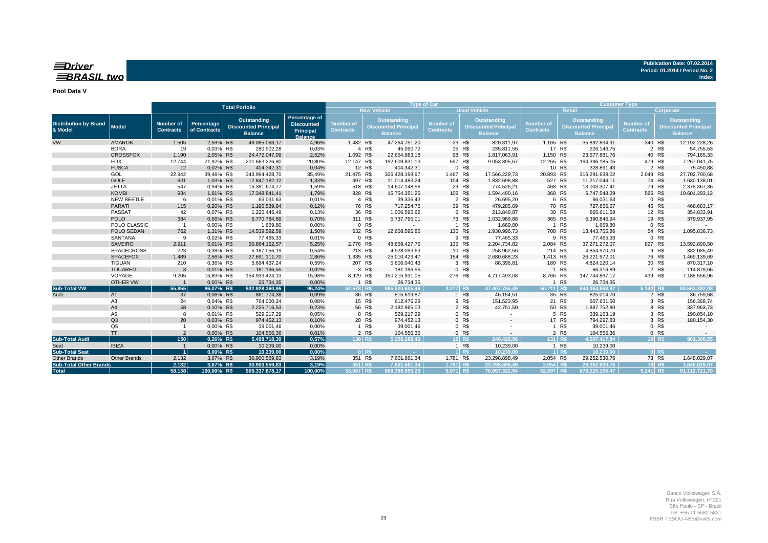**Driver BRASIL two**

**Publication Date: 07.02.2014**
**Period: 01.2014 / Period No. 2**
**Index**

**Pool Data V**

| Distribution by Brand & Model | Model | Total Porfolio | | | | | Type of Car | | | | | | Customer Type | | | | | |
|---|---|---|---|---|---|---|---|---|---|---|---|---|---|---|---|---|---|---|
| | | | | | | | New Vehicle | | | Used Vehicle | | | Retail | | | Corporate | | |
| | | Number of Contracts | Percentage of Contracts | | Outstanding Discounted Principal Balance | Percentage of Discounted Principal Balance | Number of Contracts | | Outstanding Discounted Principal Balance | Number of Contracts | | Outstanding Discounted Principal Balance | Number of Contracts | | Outstanding Discounted Principal Balance | Number of Contracts | | Outstanding Discounted Principal Balance |
| VW | AMAROK | 1.505 | 2,59% | R$ | 48.085.063,17 | 4,96% | 1.482 | R$ | 47.264.751,20 | 23 | R$ | 820.311,97 | 1.165 | R$ | 35.892.834,91 | 340 | R$ | 12.192.228,26 |
| | BORA | 19 | 0,03% | R$ | 280.902,28 | 0,03% | 4 | R$ | 45.090,72 | 15 | R$ | 235.811,56 | 17 | R$ | 226.146,75 | 2 | R$ | 54.755,53 |
| | CROSSFOX | 1.190 | 2,05% | R$ | 24.472.047,09 | 2,52% | 1.092 | R$ | 22.654.983,18 | 98 | R$ | 1.817.063,91 | 1.150 | R$ | 23.677.881,76 | 40 | R$ | 794.165,33 |
| | FOX | 12.744 | 21,92% | R$ | 201.663.226,80 | 20,80% | 12.147 | R$ | 192.609.831,13 | 597 | R$ | 9.053.395,67 | 12.265 | R$ | 194.396.185,05 | 479 | R$ | 7.267.041,75 |
| | FUSCA | 12 | 0,02% | R$ | 404.342,31 | 0,04% | 12 | R$ | 404.342,31 | 0 | R$ | - | 10 | R$ | 328.891,43 | 2 | R$ | 75.450,88 |
| | GOL | 22.942 | 39,46% | R$ | 343.994.428,70 | 35,49% | 21.475 | R$ | 326.428.198,97 | 1.467 | R$ | 17.566.229,73 | 20.893 | R$ | 316.291.638,02 | 2.049 | R$ | 27.702.790,68 |
| | GOLF | 601 | 1,03% | R$ | 12.847.182,12 | 1,33% | 497 | R$ | 11.014.483,24 | 104 | R$ | 1.832.698,88 | 527 | R$ | 11.217.044,11 | 74 | R$ | 1.630.138,01 |
| | JETTA | 547 | 0,94% | R$ | 15.381.674,77 | 1,59% | 518 | R$ | 14.607.148,56 | 29 | R$ | 774.526,21 | 468 | R$ | 13.003.307,41 | 79 | R$ | 2.378.367,36 |
| | KOMBI | 934 | 1,61% | R$ | 17.348.841,41 | 1,79% | 828 | R$ | 15.754.351,25 | 106 | R$ | 1.594.490,16 | 368 | R$ | 6.747.548,29 | 566 | R$ | 10.601.293,12 |
| | NEW BEETLE | 6 | 0,01% | R$ | 66.031,63 | 0,01% | 4 | R$ | 39.336,43 | 2 | R$ | 26.695,20 | 6 | R$ | 66.031,63 | 0 | R$ | - |
| | PARATI | 115 | 0,20% | R$ | 1.196.539,84 | 0,12% | 76 | R$ | 717.254,75 | 39 | R$ | 479.285,09 | 70 | R$ | 727.856,67 | 45 | R$ | 468.683,17 |
| | PASSAT | 42 | 0,07% | R$ | 1.220.445,49 | 0,13% | 36 | R$ | 1.006.595,62 | 6 | R$ | 213.849,87 | 30 | R$ | 865.611,58 | 12 | R$ | 354.833,91 |
| | POLO | 384 | 0,66% | R$ | 6.770.784,89 | 0,70% | 311 | R$ | 5.737.795,01 | 73 | R$ | 1.032.989,88 | 365 | R$ | 6.390.846,94 | 19 | R$ | 379.937,95 |
| | POLO CLASSIC | 1 | 0,00% | R$ | 1.669,80 | 0,00% | 0 | R$ | - | 1 | R$ | 1.669,80 | 1 | R$ | 1.669,80 | 0 | R$ | - |
| | POLO SEDAN | 762 | 1,31% | R$ | 14.539.592,59 | 1,50% | 632 | R$ | 12.608.595,86 | 130 | R$ | 1.930.996,73 | 708 | R$ | 13.443.755,86 | 54 | R$ | 1.095.836,73 |
| | SANTANA | 9 | 0,02% | R$ | 77.465,33 | 0,01% | 0 | R$ | - | 9 | R$ | 77.465,33 | 9 | R$ | 77.465,33 | 0 | R$ | - |
| | SAVEIRO | 2.911 | 5,01% | R$ | 50.864.162,57 | 5,25% | 2.776 | R$ | 48.659.427,75 | 135 | R$ | 2.204.734,82 | 2.084 | R$ | 37.271.272,07 | 827 | R$ | 13.592.890,50 |
| | SPACECROSS | 223 | 0,38% | R$ | 5.187.056,19 | 0,54% | 213 | R$ | 4.928.093,63 | 10 | R$ | 258.962,56 | 214 | R$ | 4.854.970,70 | 9 | R$ | 332.085,49 |
| | SPACEFOX | 1.489 | 2,56% | R$ | 27.691.111,70 | 2,86% | 1.335 | R$ | 25.010.423,47 | 154 | R$ | 2.680.688,23 | 1.413 | R$ | 26.221.972,01 | 76 | R$ | 1.469.139,69 |
| | TIGUAN | 210 | 0,36% | R$ | 5.694.437,24 | 0,59% | 207 | R$ | 5.606.040,43 | 3 | R$ | 88.396,81 | 180 | R$ | 4.824.120,14 | 30 | R$ | 870.317,10 |
| | TOUAREG | 3 | 0,01% | R$ | 181.196,55 | 0,02% | 3 | R$ | 181.196,55 | 0 | R$ | - | 1 | R$ | 66.316,89 | 2 | R$ | 114.879,66 |
| | VOYAGE | 9.205 | 15,83% | R$ | 154.933.424,13 | 15,98% | 8.929 | R$ | 150.215.931,05 | 276 | R$ | 4.717.493,08 | 8.766 | R$ | 147.744.867,17 | 439 | R$ | 7.188.556,96 |
| | OTHER VW | 1 | 0,00% | R$ | 26.734,35 | 0,00% | 1 | R$ | 26.734,35 | | | | 1 | R$ | 26.734,35 | | | |
| **Sub-Total VW** | | **55.855** | **96,07%** | **R$** | **932.928.360,95** | **96,24%** | **52.578** | **R$** | **885.520.605,46** | **3.277** | **R$** | **47.407.755,49** | **50.711** | **R$** | **844.364.968,87** | **5.144** | **R$** | **88.563.392,08** |
| Audi | A1 | 37 | 0,06% | R$ | 861.774,38 | 0,09% | 36 | R$ | 815.619,87 | 1 | R$ | 46.154,51 | 35 | R$ | 825.014,70 | 2 | R$ | 36.759,68 |
| | A3 | 24 | 0,04% | R$ | 764.000,24 | 0,08% | 15 | R$ | 612.476,29 | 9 | R$ | 151.523,95 | 21 | R$ | 607.631,50 | 3 | R$ | 156.368,74 |
| | A4 | 58 | 0,10% | R$ | 2.225.716,53 | 0,23% | 56 | R$ | 2.182.965,03 | 2 | R$ | 42.751,50 | 50 | R$ | 1.887.752,80 | 8 | R$ | 337.963,73 |
| | A5 | 8 | 0,01% | R$ | 529.217,29 | 0,05% | 8 | R$ | 529.217,29 | 0 | R$ | - | 5 | R$ | 339.163,19 | 3 | R$ | 190.054,10 |
| | Q3 | 20 | 0,03% | R$ | 974.452,13 | 0,10% | 20 | R$ | 974.452,13 | 0 | R$ | - | 17 | R$ | 794.297,83 | 3 | R$ | 180.154,30 |
| | Q5 | 1 | 0,00% | R$ | 39.001,46 | 0,00% | 1 | R$ | 39.001,46 | 0 | R$ | - | 1 | R$ | 39.001,46 | 0 | R$ | - |
| | TT | 2 | 0,00% | R$ | 104.556,36 | 0,01% | 2 | R$ | 104.556,36 | 0 | R$ | - | 2 | R$ | 104.556,36 | 0 | R$ | - |
| **Sub-Total Audi** | | **150** | **0,26%** | **R$** | **5.498.718,39** | **0,57%** | **138** | **R$** | **5.258.288,43** | **12** | **R$** | **240.429,96** | **131** | **R$** | **4.597.417,84** | **19** | **R$** | **901.300,55** |
| Seat | IBIZA | 1 | 0,00% | R$ | 10.239,00 | 0,00% | | | | 1 | R$ | 10.239,00 | 1 | R$ | 10.239,00 | | | |
| **Sub-Total Seat** | | **1** | **0,00%** | **R$** | **10.239,00** | **0,00%** | **0** | **R$** | **-** | **1** | **R$** | **10.239,00** | **1** | **R$** | **10.239,00** | **0** | **R$** | **-** |
| Other Brands | Other Brands | 2.132 | 3,67% | R$ | 30.900.559,83 | 3,19% | 351 | R$ | 7.601.661,34 | 1.781 | R$ | 23.298.898,49 | 2.054 | R$ | 29.252.530,76 | 78 | R$ | 1.648.029,07 |
| **Sub-Total Other Brands** | | **2.132** | **3,67%** | **R$** | **30.900.559,83** | **3,19%** | **351** | **R$** | **7.601.661,34** | **1.781** | **R$** | **23.298.898,49** | **2.054** | **R$** | **29.252.530,76** | **78** | **R$** | **1.648.029,07** |
| **Total** | | **58.138** | **100,00%** | **R$** | **969.337.878,17** | **100,00%** | **53.067** | **R$** | **898.380.555,23** | **5.071** | **R$** | **70.957.322,94** | **52.897** | **R$** | **878.225.156,47** | **5.241** | **R$** | **91.112.721,70** |

Banco Volkswagen S.A.
Rua Volkswagen, nº 291
São Paulo - SP - Brazil
Tel: +55 11 5582 5831
FSBR-TESOU-ABS@vwfs.com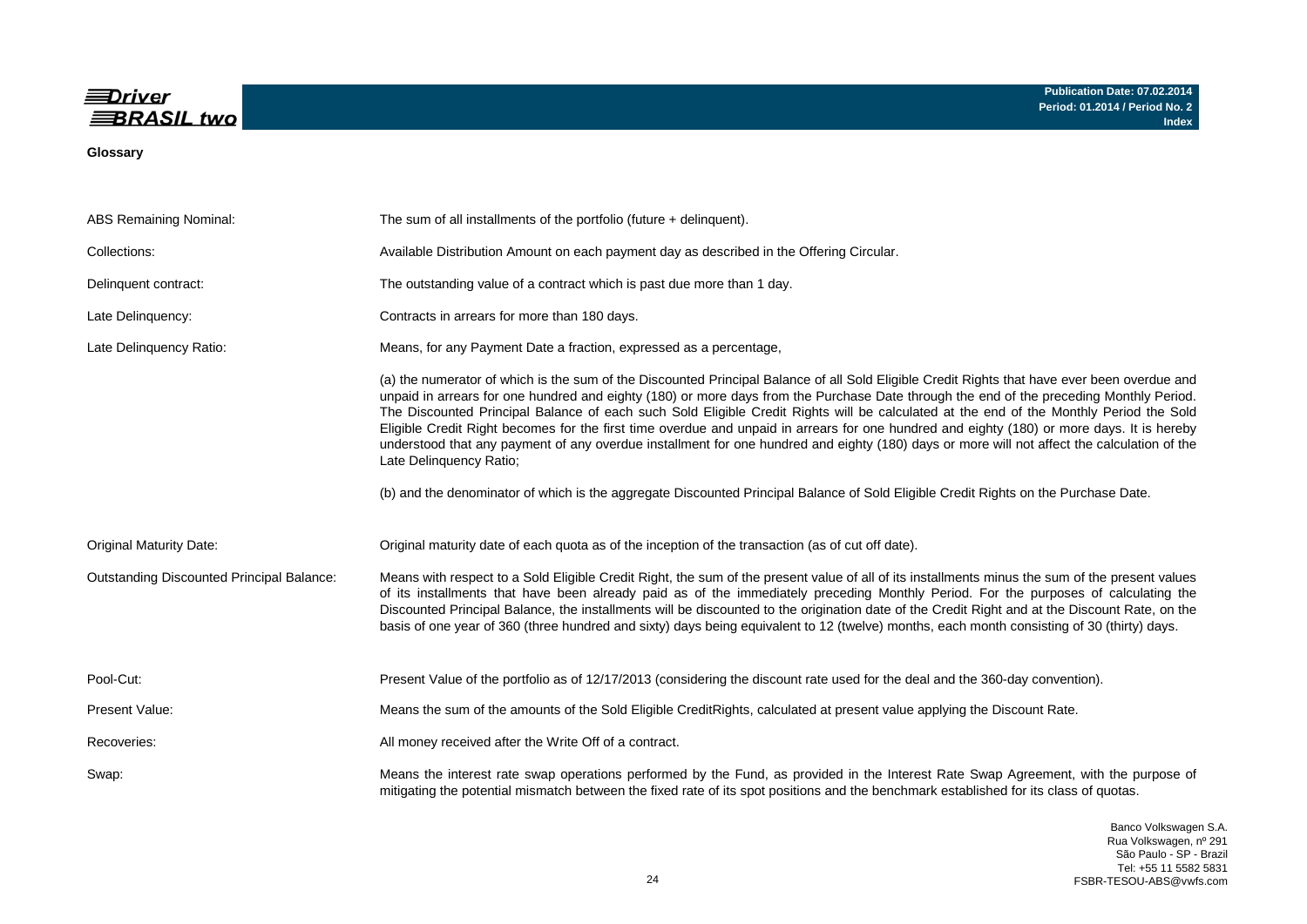## Glossary

| | |
|---|---|
| ABS Remaining Nominal: | The sum of all installments of the portfolio (future + delinquent). |
| Collections: | Available Distribution Amount on each payment day as described in the Offering Circular. |
| Delinquent contract: | The outstanding value of a contract which is past due more than 1 day. |
| Late Delinquency: | Contracts in arrears for more than 180 days. |
| Late Delinquency Ratio: | Means, for any Payment Date a fraction, expressed as a percentage,<br><br>(a) the numerator of which is the sum of the Discounted Principal Balance of all Sold Eligible Credit Rights that have ever been overdue and unpaid in arrears for one hundred and eighty (180) or more days from the Purchase Date through the end of the preceding Monthly Period. The Discounted Principal Balance of each such Sold Eligible Credit Rights will be calculated at the end of the Monthly Period the Sold Eligible Credit Right becomes for the first time overdue and unpaid in arrears for one hundred and eighty (180) or more days. It is hereby understood that any payment of any overdue installment for one hundred and eighty (180) days or more will not affect the calculation of the Late Delinquency Ratio;<br><br>(b) and the denominator of which is the aggregate Discounted Principal Balance of Sold Eligible Credit Rights on the Purchase Date. |
| Original Maturity Date: | Original maturity date of each quota as of the inception of the transaction (as of cut off date). |
| Outstanding Discounted Principal Balance: | Means with respect to a Sold Eligible Credit Right, the sum of the present value of all of its installments minus the sum of the present values of its installments that have been already paid as of the immediately preceding Monthly Period. For the purposes of calculating the Discounted Principal Balance, the installments will be discounted to the origination date of the Credit Right and at the Discount Rate, on the basis of one year of 360 (three hundred and sixty) days being equivalent to 12 (twelve) months, each month consisting of 30 (thirty) days. |
| Pool-Cut: | Present Value of the portfolio as of 12/17/2013 (considering the discount rate used for the deal and the 360-day convention). |
| Present Value: | Means the sum of the amounts of the Sold Eligible CreditRights, calculated at present value applying the Discount Rate. |
| Recoveries: | All money received after the Write Off of a contract. |
| Swap: | Means the interest rate swap operations performed by the Fund, as provided in the Interest Rate Swap Agreement, with the purpose of mitigating the potential mismatch between the fixed rate of its spot positions and the benchmark established for its class of quotas. |

Banco Volkswagen S.A.
Rua Volkswagen, nº 291
São Paulo - SP - Brazil
Tel: +55 11 5582 5831
FSBR-TESOU-ABS@vwfs.com